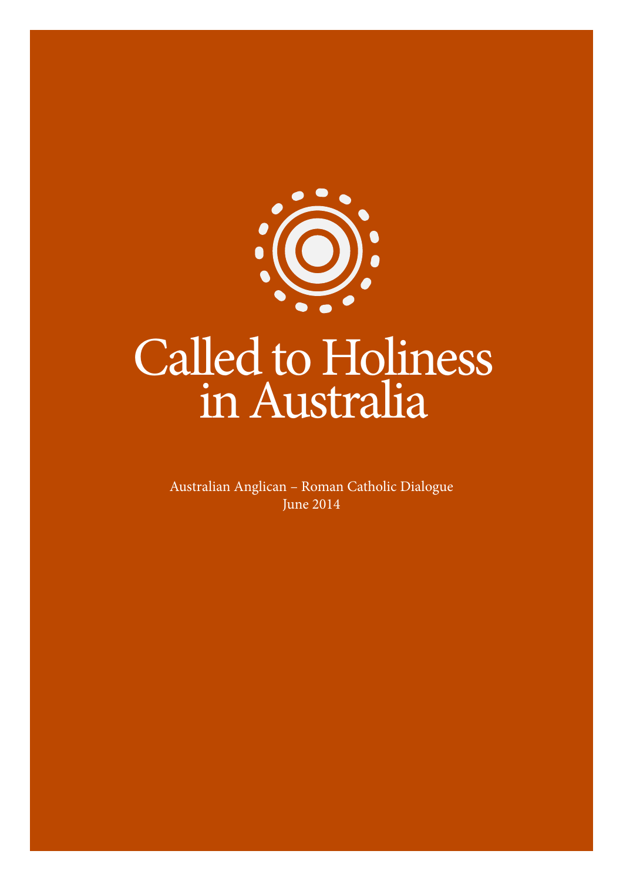# Called to Holiness in Australia

Australian Anglican – Roman Catholic Dialogue
June 2014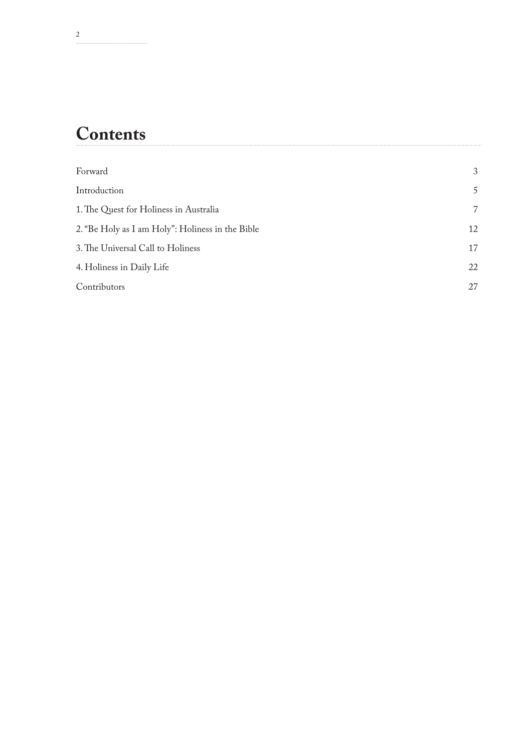# Contents

| | |
|---|---|
| Forward | 3 |
| Introduction | 5 |
| 1. The Quest for Holiness in Australia | 7 |
| 2. "Be Holy as I am Holy": Holiness in the Bible | 12 |
| 3. The Universal Call to Holiness | 17 |
| 4. Holiness in Daily Life | 22 |
| Contributors | 27 |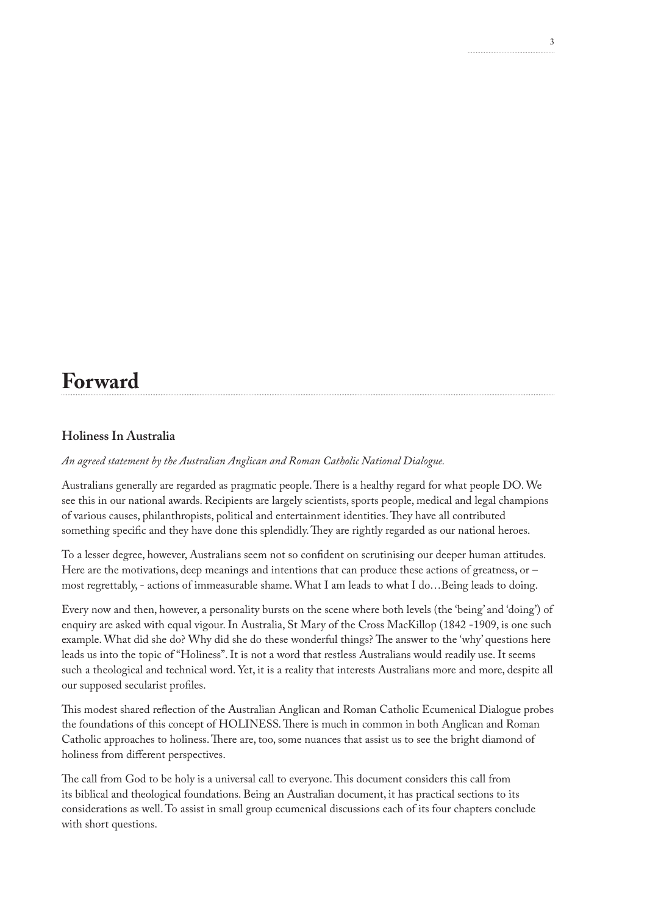# Forward

### Holiness In Australia

*An agreed statement by the Australian Anglican and Roman Catholic National Dialogue.*

Australians generally are regarded as pragmatic people. There is a healthy regard for what people DO. We see this in our national awards. Recipients are largely scientists, sports people, medical and legal champions of various causes, philanthropists, political and entertainment identities. They have all contributed something specific and they have done this splendidly. They are rightly regarded as our national heroes.

To a lesser degree, however, Australians seem not so confident on scrutinising our deeper human attitudes. Here are the motivations, deep meanings and intentions that can produce these actions of greatness, or – most regrettably, - actions of immeasurable shame. What I am leads to what I do…Being leads to doing.

Every now and then, however, a personality bursts on the scene where both levels (the 'being' and 'doing') of enquiry are asked with equal vigour. In Australia, St Mary of the Cross MacKillop (1842 -1909, is one such example. What did she do? Why did she do these wonderful things? The answer to the 'why' questions here leads us into the topic of "Holiness". It is not a word that restless Australians would readily use. It seems such a theological and technical word. Yet, it is a reality that interests Australians more and more, despite all our supposed secularist profiles.

This modest shared reflection of the Australian Anglican and Roman Catholic Ecumenical Dialogue probes the foundations of this concept of HOLINESS. There is much in common in both Anglican and Roman Catholic approaches to holiness. There are, too, some nuances that assist us to see the bright diamond of holiness from different perspectives.

The call from God to be holy is a universal call to everyone. This document considers this call from its biblical and theological foundations. Being an Australian document, it has practical sections to its considerations as well. To assist in small group ecumenical discussions each of its four chapters conclude with short questions.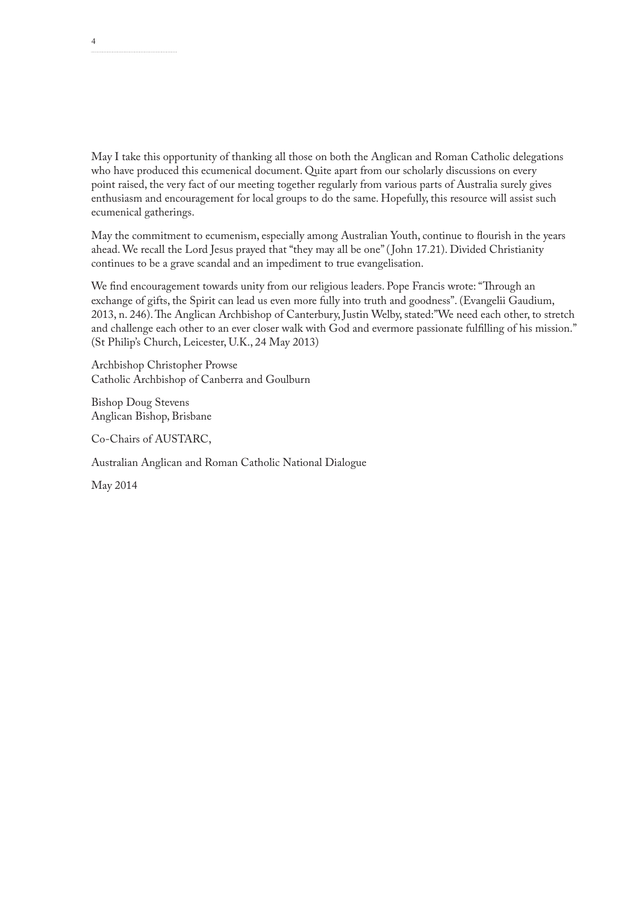May I take this opportunity of thanking all those on both the Anglican and Roman Catholic delegations who have produced this ecumenical document. Quite apart from our scholarly discussions on every point raised, the very fact of our meeting together regularly from various parts of Australia surely gives enthusiasm and encouragement for local groups to do the same. Hopefully, this resource will assist such ecumenical gatherings.

May the commitment to ecumenism, especially among Australian Youth, continue to flourish in the years ahead. We recall the Lord Jesus prayed that "they may all be one" (John 17.21). Divided Christianity continues to be a grave scandal and an impediment to true evangelisation.

We find encouragement towards unity from our religious leaders. Pope Francis wrote: "Through an exchange of gifts, the Spirit can lead us even more fully into truth and goodness". (Evangelii Gaudium, 2013, n. 246). The Anglican Archbishop of Canterbury, Justin Welby, stated:"We need each other, to stretch and challenge each other to an ever closer walk with God and evermore passionate fulfilling of his mission." (St Philip's Church, Leicester, U.K., 24 May 2013)

Archbishop Christopher Prowse
Catholic Archbishop of Canberra and Goulburn

Bishop Doug Stevens
Anglican Bishop, Brisbane

Co-Chairs of AUSTARC,

Australian Anglican and Roman Catholic National Dialogue

May 2014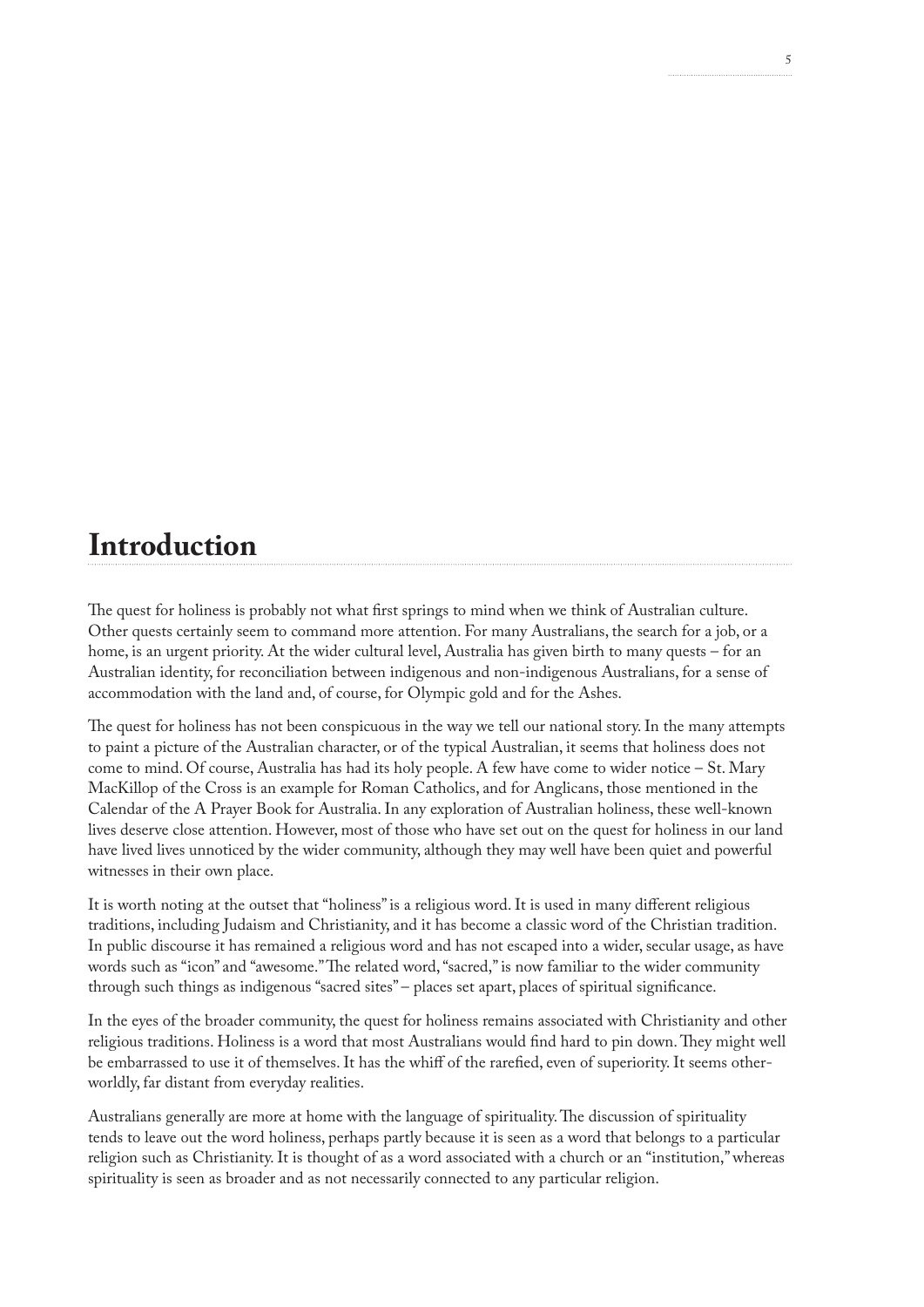# Introduction

The quest for holiness is probably not what first springs to mind when we think of Australian culture. Other quests certainly seem to command more attention. For many Australians, the search for a job, or a home, is an urgent priority. At the wider cultural level, Australia has given birth to many quests – for an Australian identity, for reconciliation between indigenous and non-indigenous Australians, for a sense of accommodation with the land and, of course, for Olympic gold and for the Ashes.

The quest for holiness has not been conspicuous in the way we tell our national story. In the many attempts to paint a picture of the Australian character, or of the typical Australian, it seems that holiness does not come to mind. Of course, Australia has had its holy people. A few have come to wider notice – St. Mary MacKillop of the Cross is an example for Roman Catholics, and for Anglicans, those mentioned in the Calendar of the A Prayer Book for Australia. In any exploration of Australian holiness, these well-known lives deserve close attention. However, most of those who have set out on the quest for holiness in our land have lived lives unnoticed by the wider community, although they may well have been quiet and powerful witnesses in their own place.

It is worth noting at the outset that "holiness" is a religious word. It is used in many different religious traditions, including Judaism and Christianity, and it has become a classic word of the Christian tradition. In public discourse it has remained a religious word and has not escaped into a wider, secular usage, as have words such as "icon" and "awesome." The related word, "sacred," is now familiar to the wider community through such things as indigenous "sacred sites" – places set apart, places of spiritual significance.

In the eyes of the broader community, the quest for holiness remains associated with Christianity and other religious traditions. Holiness is a word that most Australians would find hard to pin down. They might well be embarrassed to use it of themselves. It has the whiff of the rarefied, even of superiority. It seems other-worldly, far distant from everyday realities.

Australians generally are more at home with the language of spirituality. The discussion of spirituality tends to leave out the word holiness, perhaps partly because it is seen as a word that belongs to a particular religion such as Christianity. It is thought of as a word associated with a church or an "institution," whereas spirituality is seen as broader and as not necessarily connected to any particular religion.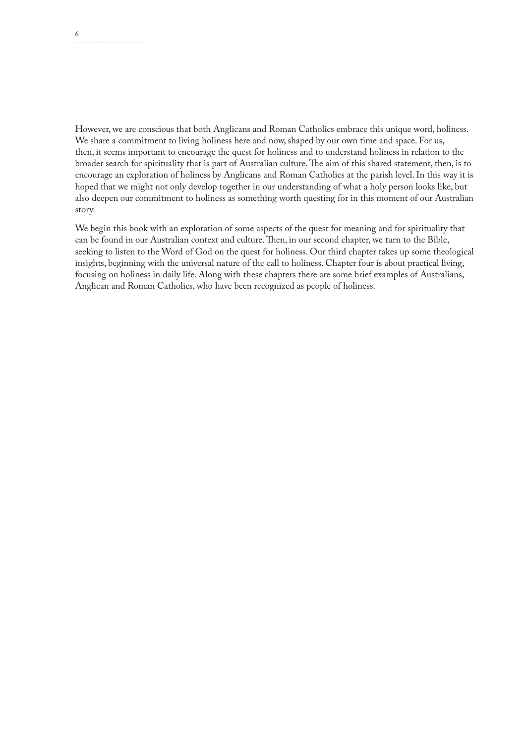However, we are conscious that both Anglicans and Roman Catholics embrace this unique word, holiness. We share a commitment to living holiness here and now, shaped by our own time and space. For us, then, it seems important to encourage the quest for holiness and to understand holiness in relation to the broader search for spirituality that is part of Australian culture. The aim of this shared statement, then, is to encourage an exploration of holiness by Anglicans and Roman Catholics at the parish level. In this way it is hoped that we might not only develop together in our understanding of what a holy person looks like, but also deepen our commitment to holiness as something worth questing for in this moment of our Australian story.

We begin this book with an exploration of some aspects of the quest for meaning and for spirituality that can be found in our Australian context and culture. Then, in our second chapter, we turn to the Bible, seeking to listen to the Word of God on the quest for holiness. Our third chapter takes up some theological insights, beginning with the universal nature of the call to holiness. Chapter four is about practical living, focusing on holiness in daily life. Along with these chapters there are some brief examples of Australians, Anglican and Roman Catholics, who have been recognized as people of holiness.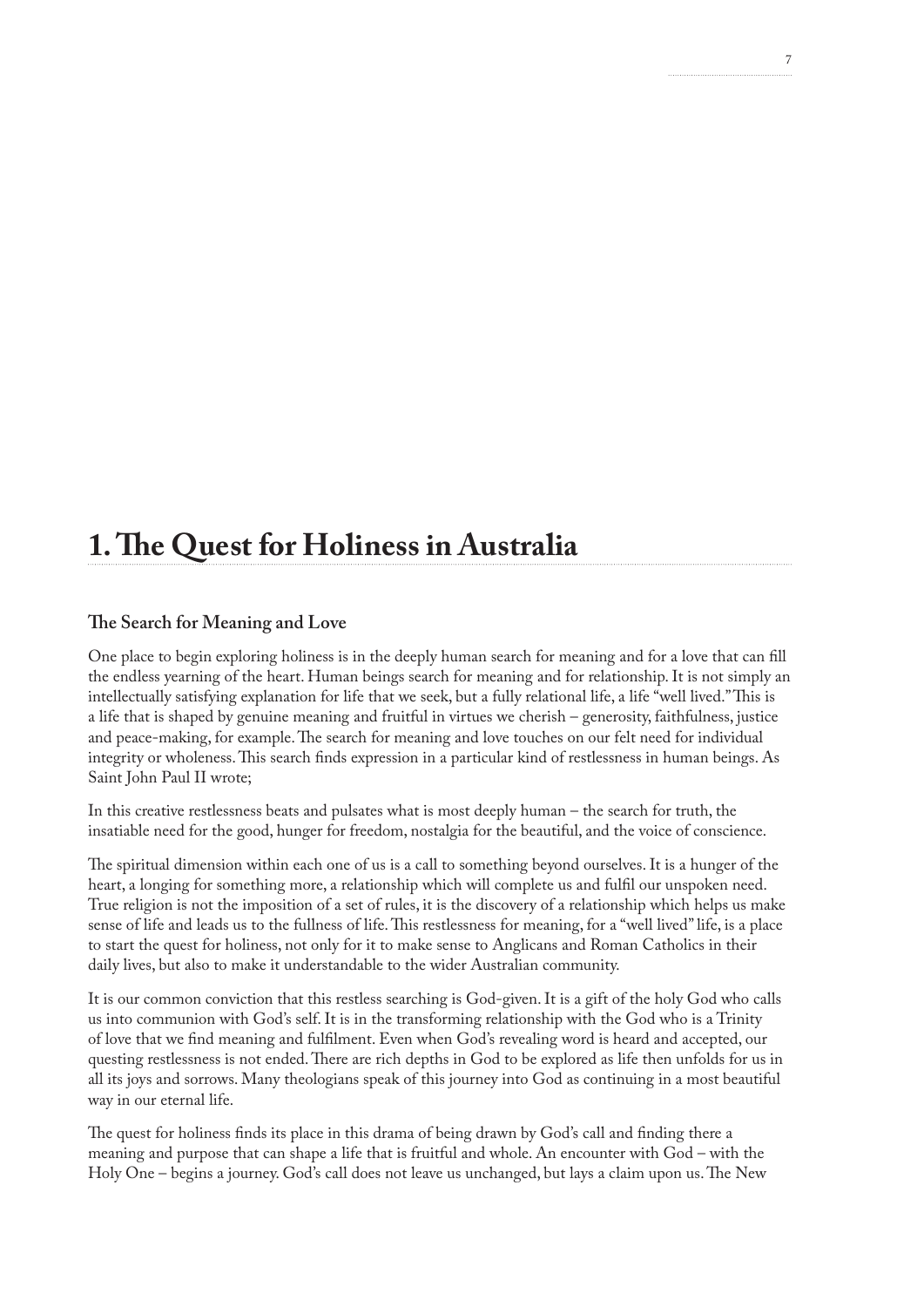# 1. The Quest for Holiness in Australia

## The Search for Meaning and Love

One place to begin exploring holiness is in the deeply human search for meaning and for a love that can fill the endless yearning of the heart. Human beings search for meaning and for relationship. It is not simply an intellectually satisfying explanation for life that we seek, but a fully relational life, a life "well lived." This is a life that is shaped by genuine meaning and fruitful in virtues we cherish – generosity, faithfulness, justice and peace-making, for example. The search for meaning and love touches on our felt need for individual integrity or wholeness. This search finds expression in a particular kind of restlessness in human beings. As Saint John Paul II wrote;

In this creative restlessness beats and pulsates what is most deeply human – the search for truth, the insatiable need for the good, hunger for freedom, nostalgia for the beautiful, and the voice of conscience.

The spiritual dimension within each one of us is a call to something beyond ourselves. It is a hunger of the heart, a longing for something more, a relationship which will complete us and fulfil our unspoken need. True religion is not the imposition of a set of rules, it is the discovery of a relationship which helps us make sense of life and leads us to the fullness of life. This restlessness for meaning, for a "well lived" life, is a place to start the quest for holiness, not only for it to make sense to Anglicans and Roman Catholics in their daily lives, but also to make it understandable to the wider Australian community.

It is our common conviction that this restless searching is God-given. It is a gift of the holy God who calls us into communion with God's self. It is in the transforming relationship with the God who is a Trinity of love that we find meaning and fulfilment. Even when God's revealing word is heard and accepted, our questing restlessness is not ended. There are rich depths in God to be explored as life then unfolds for us in all its joys and sorrows. Many theologians speak of this journey into God as continuing in a most beautiful way in our eternal life.

The quest for holiness finds its place in this drama of being drawn by God's call and finding there a meaning and purpose that can shape a life that is fruitful and whole. An encounter with God – with the Holy One – begins a journey. God's call does not leave us unchanged, but lays a claim upon us. The New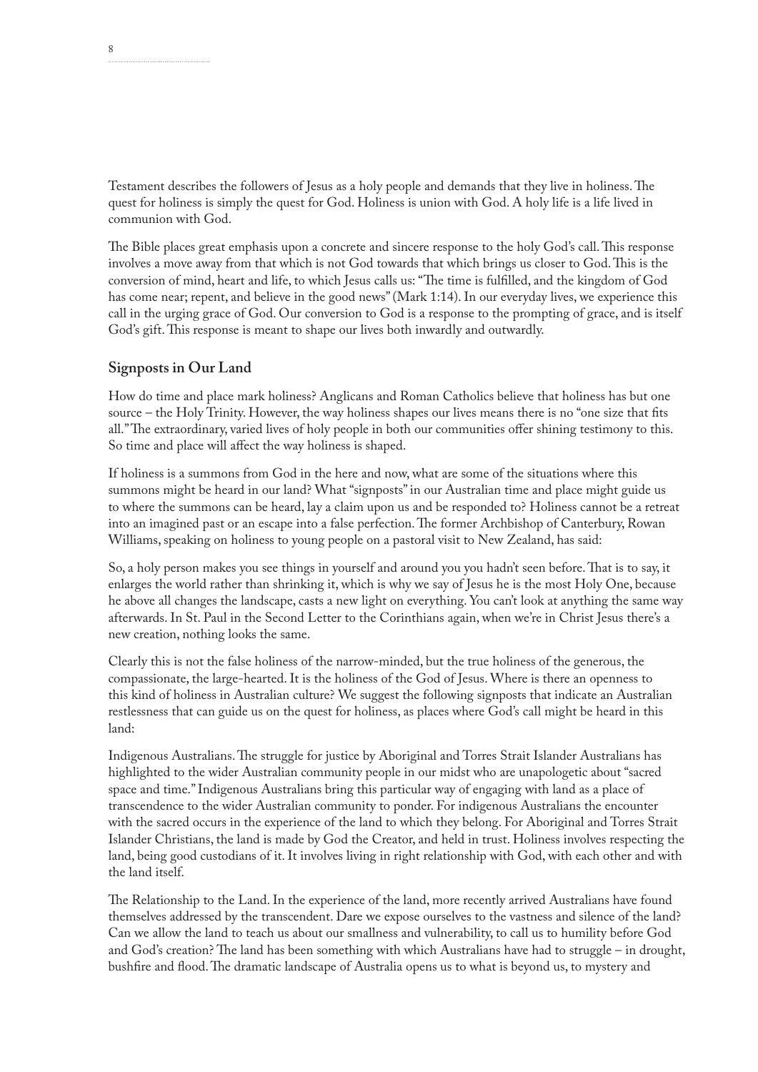Testament describes the followers of Jesus as a holy people and demands that they live in holiness. The quest for holiness is simply the quest for God. Holiness is union with God. A holy life is a life lived in communion with God.

The Bible places great emphasis upon a concrete and sincere response to the holy God's call. This response involves a move away from that which is not God towards that which brings us closer to God. This is the conversion of mind, heart and life, to which Jesus calls us: "The time is fulfilled, and the kingdom of God has come near; repent, and believe in the good news" (Mark 1:14). In our everyday lives, we experience this call in the urging grace of God. Our conversion to God is a response to the prompting of grace, and is itself God's gift. This response is meant to shape our lives both inwardly and outwardly.

## Signposts in Our Land

How do time and place mark holiness? Anglicans and Roman Catholics believe that holiness has but one source – the Holy Trinity. However, the way holiness shapes our lives means there is no "one size that fits all." The extraordinary, varied lives of holy people in both our communities offer shining testimony to this. So time and place will affect the way holiness is shaped.

If holiness is a summons from God in the here and now, what are some of the situations where this summons might be heard in our land? What "signposts" in our Australian time and place might guide us to where the summons can be heard, lay a claim upon us and be responded to? Holiness cannot be a retreat into an imagined past or an escape into a false perfection. The former Archbishop of Canterbury, Rowan Williams, speaking on holiness to young people on a pastoral visit to New Zealand, has said:

So, a holy person makes you see things in yourself and around you you hadn't seen before. That is to say, it enlarges the world rather than shrinking it, which is why we say of Jesus he is the most Holy One, because he above all changes the landscape, casts a new light on everything. You can't look at anything the same way afterwards. In St. Paul in the Second Letter to the Corinthians again, when we're in Christ Jesus there's a new creation, nothing looks the same.

Clearly this is not the false holiness of the narrow-minded, but the true holiness of the generous, the compassionate, the large-hearted. It is the holiness of the God of Jesus. Where is there an openness to this kind of holiness in Australian culture? We suggest the following signposts that indicate an Australian restlessness that can guide us on the quest for holiness, as places where God's call might be heard in this land:

Indigenous Australians. The struggle for justice by Aboriginal and Torres Strait Islander Australians has highlighted to the wider Australian community people in our midst who are unapologetic about "sacred space and time." Indigenous Australians bring this particular way of engaging with land as a place of transcendence to the wider Australian community to ponder. For indigenous Australians the encounter with the sacred occurs in the experience of the land to which they belong. For Aboriginal and Torres Strait Islander Christians, the land is made by God the Creator, and held in trust. Holiness involves respecting the land, being good custodians of it. It involves living in right relationship with God, with each other and with the land itself.

The Relationship to the Land. In the experience of the land, more recently arrived Australians have found themselves addressed by the transcendent. Dare we expose ourselves to the vastness and silence of the land? Can we allow the land to teach us about our smallness and vulnerability, to call us to humility before God and God's creation? The land has been something with which Australians have had to struggle – in drought, bushfire and flood. The dramatic landscape of Australia opens us to what is beyond us, to mystery and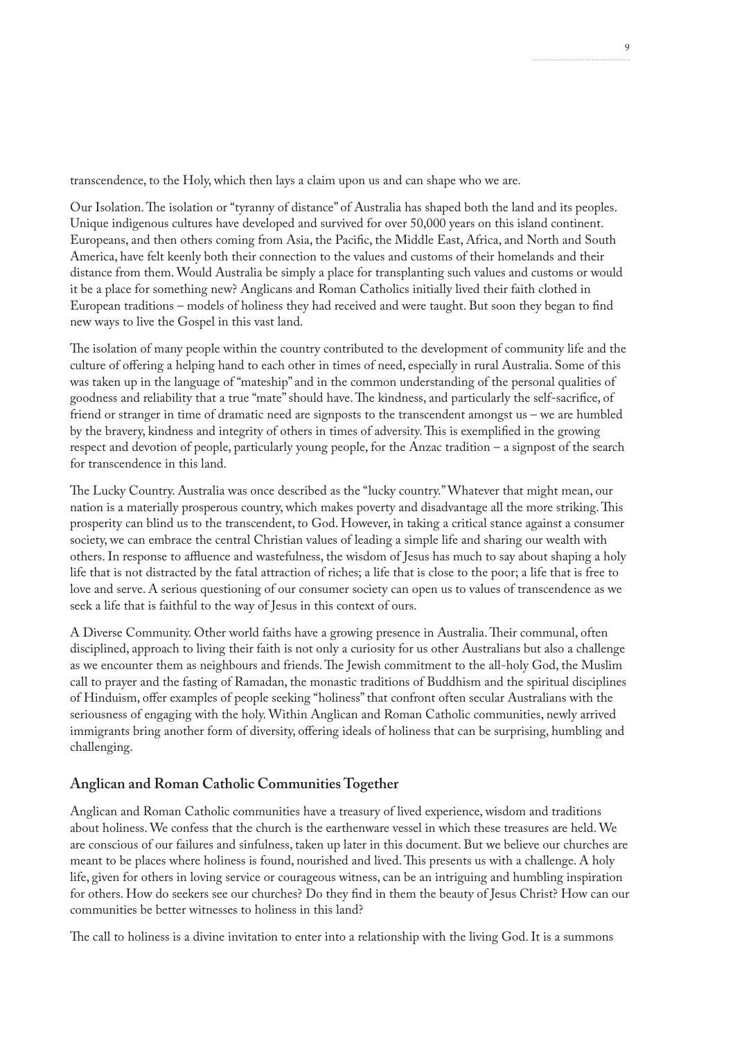transcendence, to the Holy, which then lays a claim upon us and can shape who we are.

Our Isolation. The isolation or "tyranny of distance" of Australia has shaped both the land and its peoples. Unique indigenous cultures have developed and survived for over 50,000 years on this island continent. Europeans, and then others coming from Asia, the Pacific, the Middle East, Africa, and North and South America, have felt keenly both their connection to the values and customs of their homelands and their distance from them. Would Australia be simply a place for transplanting such values and customs or would it be a place for something new? Anglicans and Roman Catholics initially lived their faith clothed in European traditions – models of holiness they had received and were taught. But soon they began to find new ways to live the Gospel in this vast land.

The isolation of many people within the country contributed to the development of community life and the culture of offering a helping hand to each other in times of need, especially in rural Australia. Some of this was taken up in the language of "mateship" and in the common understanding of the personal qualities of goodness and reliability that a true "mate" should have. The kindness, and particularly the self-sacrifice, of friend or stranger in time of dramatic need are signposts to the transcendent amongst us – we are humbled by the bravery, kindness and integrity of others in times of adversity. This is exemplified in the growing respect and devotion of people, particularly young people, for the Anzac tradition – a signpost of the search for transcendence in this land.

The Lucky Country. Australia was once described as the "lucky country." Whatever that might mean, our nation is a materially prosperous country, which makes poverty and disadvantage all the more striking. This prosperity can blind us to the transcendent, to God. However, in taking a critical stance against a consumer society, we can embrace the central Christian values of leading a simple life and sharing our wealth with others. In response to affluence and wastefulness, the wisdom of Jesus has much to say about shaping a holy life that is not distracted by the fatal attraction of riches; a life that is close to the poor; a life that is free to love and serve. A serious questioning of our consumer society can open us to values of transcendence as we seek a life that is faithful to the way of Jesus in this context of ours.

A Diverse Community. Other world faiths have a growing presence in Australia. Their communal, often disciplined, approach to living their faith is not only a curiosity for us other Australians but also a challenge as we encounter them as neighbours and friends. The Jewish commitment to the all-holy God, the Muslim call to prayer and the fasting of Ramadan, the monastic traditions of Buddhism and the spiritual disciplines of Hinduism, offer examples of people seeking "holiness" that confront often secular Australians with the seriousness of engaging with the holy. Within Anglican and Roman Catholic communities, newly arrived immigrants bring another form of diversity, offering ideals of holiness that can be surprising, humbling and challenging.

## Anglican and Roman Catholic Communities Together

Anglican and Roman Catholic communities have a treasury of lived experience, wisdom and traditions about holiness. We confess that the church is the earthenware vessel in which these treasures are held. We are conscious of our failures and sinfulness, taken up later in this document. But we believe our churches are meant to be places where holiness is found, nourished and lived. This presents us with a challenge. A holy life, given for others in loving service or courageous witness, can be an intriguing and humbling inspiration for others. How do seekers see our churches? Do they find in them the beauty of Jesus Christ? How can our communities be better witnesses to holiness in this land?

The call to holiness is a divine invitation to enter into a relationship with the living God. It is a summons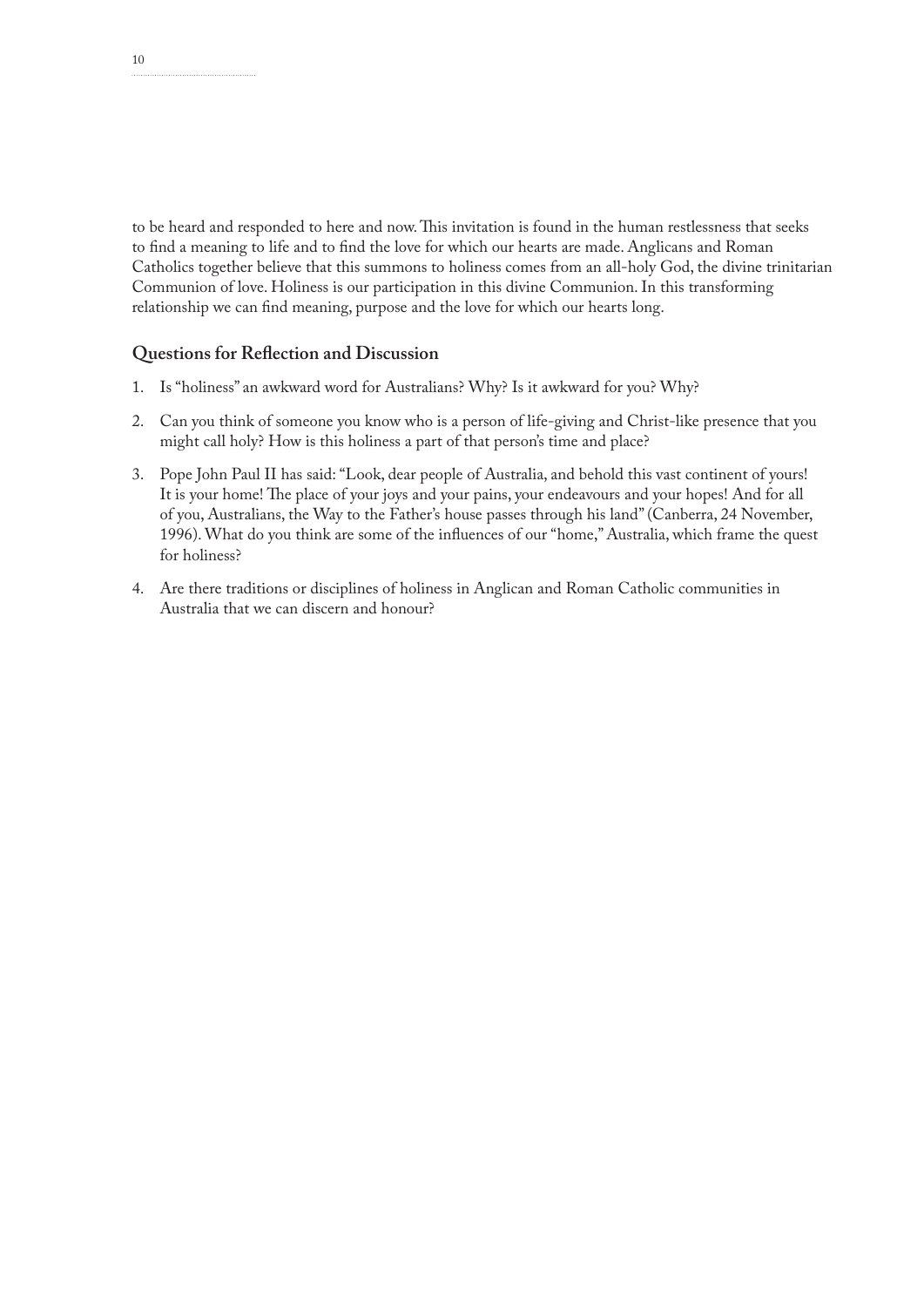to be heard and responded to here and now. This invitation is found in the human restlessness that seeks to find a meaning to life and to find the love for which our hearts are made. Anglicans and Roman Catholics together believe that this summons to holiness comes from an all-holy God, the divine trinitarian Communion of love. Holiness is our participation in this divine Communion. In this transforming relationship we can find meaning, purpose and the love for which our hearts long.

### Questions for Reflection and Discussion

1. Is "holiness" an awkward word for Australians? Why? Is it awkward for you? Why?

2. Can you think of someone you know who is a person of life-giving and Christ-like presence that you might call holy? How is this holiness a part of that person's time and place?

3. Pope John Paul II has said: "Look, dear people of Australia, and behold this vast continent of yours! It is your home! The place of your joys and your pains, your endeavours and your hopes! And for all of you, Australians, the Way to the Father's house passes through his land" (Canberra, 24 November, 1996). What do you think are some of the influences of our "home," Australia, which frame the quest for holiness?

4. Are there traditions or disciplines of holiness in Anglican and Roman Catholic communities in Australia that we can discern and honour?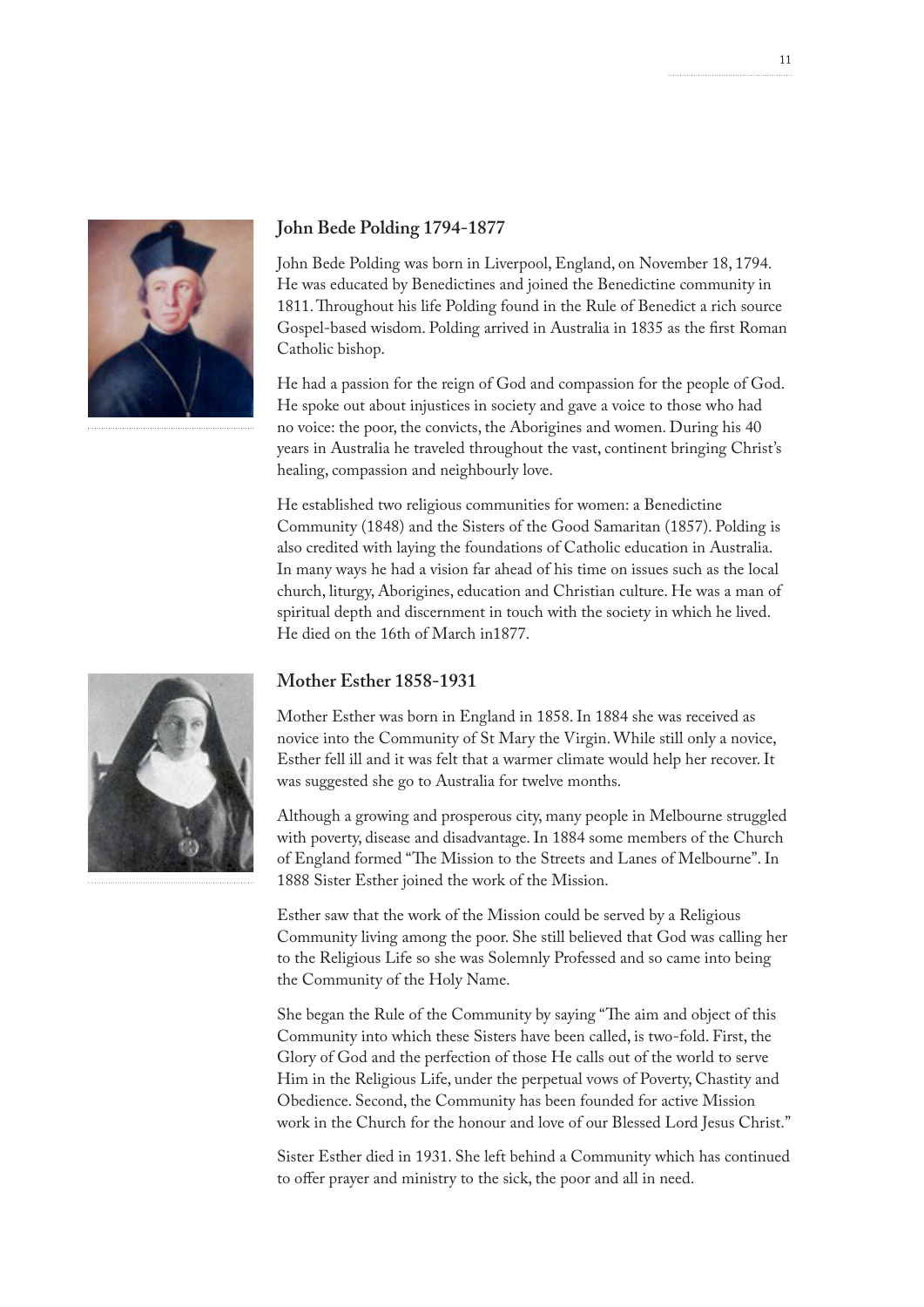## John Bede Polding 1794-1877

John Bede Polding was born in Liverpool, England, on November 18, 1794. He was educated by Benedictines and joined the Benedictine community in 1811. Throughout his life Polding found in the Rule of Benedict a rich source Gospel-based wisdom. Polding arrived in Australia in 1835 as the first Roman Catholic bishop.

He had a passion for the reign of God and compassion for the people of God. He spoke out about injustices in society and gave a voice to those who had no voice: the poor, the convicts, the Aborigines and women. During his 40 years in Australia he traveled throughout the vast, continent bringing Christ's healing, compassion and neighbourly love.

He established two religious communities for women: a Benedictine Community (1848) and the Sisters of the Good Samaritan (1857). Polding is also credited with laying the foundations of Catholic education in Australia. In many ways he had a vision far ahead of his time on issues such as the local church, liturgy, Aborigines, education and Christian culture. He was a man of spiritual depth and discernment in touch with the society in which he lived. He died on the 16th of March in1877.

## Mother Esther 1858-1931

Mother Esther was born in England in 1858. In 1884 she was received as novice into the Community of St Mary the Virgin. While still only a novice, Esther fell ill and it was felt that a warmer climate would help her recover. It was suggested she go to Australia for twelve months.

Although a growing and prosperous city, many people in Melbourne struggled with poverty, disease and disadvantage. In 1884 some members of the Church of England formed "The Mission to the Streets and Lanes of Melbourne". In 1888 Sister Esther joined the work of the Mission.

Esther saw that the work of the Mission could be served by a Religious Community living among the poor. She still believed that God was calling her to the Religious Life so she was Solemnly Professed and so came into being the Community of the Holy Name.

She began the Rule of the Community by saying "The aim and object of this Community into which these Sisters have been called, is two-fold. First, the Glory of God and the perfection of those He calls out of the world to serve Him in the Religious Life, under the perpetual vows of Poverty, Chastity and Obedience. Second, the Community has been founded for active Mission work in the Church for the honour and love of our Blessed Lord Jesus Christ."

Sister Esther died in 1931. She left behind a Community which has continued to offer prayer and ministry to the sick, the poor and all in need.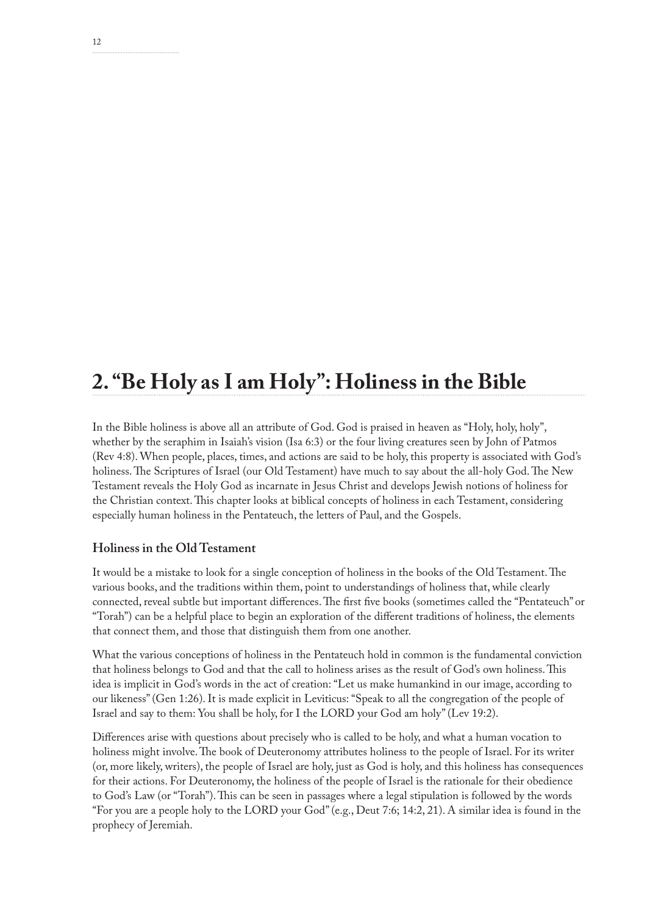## 2. "Be Holy as I am Holy": Holiness in the Bible

In the Bible holiness is above all an attribute of God. God is praised in heaven as "Holy, holy, holy", whether by the seraphim in Isaiah's vision (Isa 6:3) or the four living creatures seen by John of Patmos (Rev 4:8). When people, places, times, and actions are said to be holy, this property is associated with God's holiness. The Scriptures of Israel (our Old Testament) have much to say about the all-holy God. The New Testament reveals the Holy God as incarnate in Jesus Christ and develops Jewish notions of holiness for the Christian context. This chapter looks at biblical concepts of holiness in each Testament, considering especially human holiness in the Pentateuch, the letters of Paul, and the Gospels.

### Holiness in the Old Testament

It would be a mistake to look for a single conception of holiness in the books of the Old Testament. The various books, and the traditions within them, point to understandings of holiness that, while clearly connected, reveal subtle but important differences. The first five books (sometimes called the "Pentateuch" or "Torah") can be a helpful place to begin an exploration of the different traditions of holiness, the elements that connect them, and those that distinguish them from one another.

What the various conceptions of holiness in the Pentateuch hold in common is the fundamental conviction that holiness belongs to God and that the call to holiness arises as the result of God's own holiness. This idea is implicit in God's words in the act of creation: "Let us make humankind in our image, according to our likeness" (Gen 1:26). It is made explicit in Leviticus: "Speak to all the congregation of the people of Israel and say to them: You shall be holy, for I the LORD your God am holy" (Lev 19:2).

Differences arise with questions about precisely who is called to be holy, and what a human vocation to holiness might involve. The book of Deuteronomy attributes holiness to the people of Israel. For its writer (or, more likely, writers), the people of Israel are holy, just as God is holy, and this holiness has consequences for their actions. For Deuteronomy, the holiness of the people of Israel is the rationale for their obedience to God's Law (or "Torah"). This can be seen in passages where a legal stipulation is followed by the words "For you are a people holy to the LORD your God" (e.g., Deut 7:6; 14:2, 21). A similar idea is found in the prophecy of Jeremiah.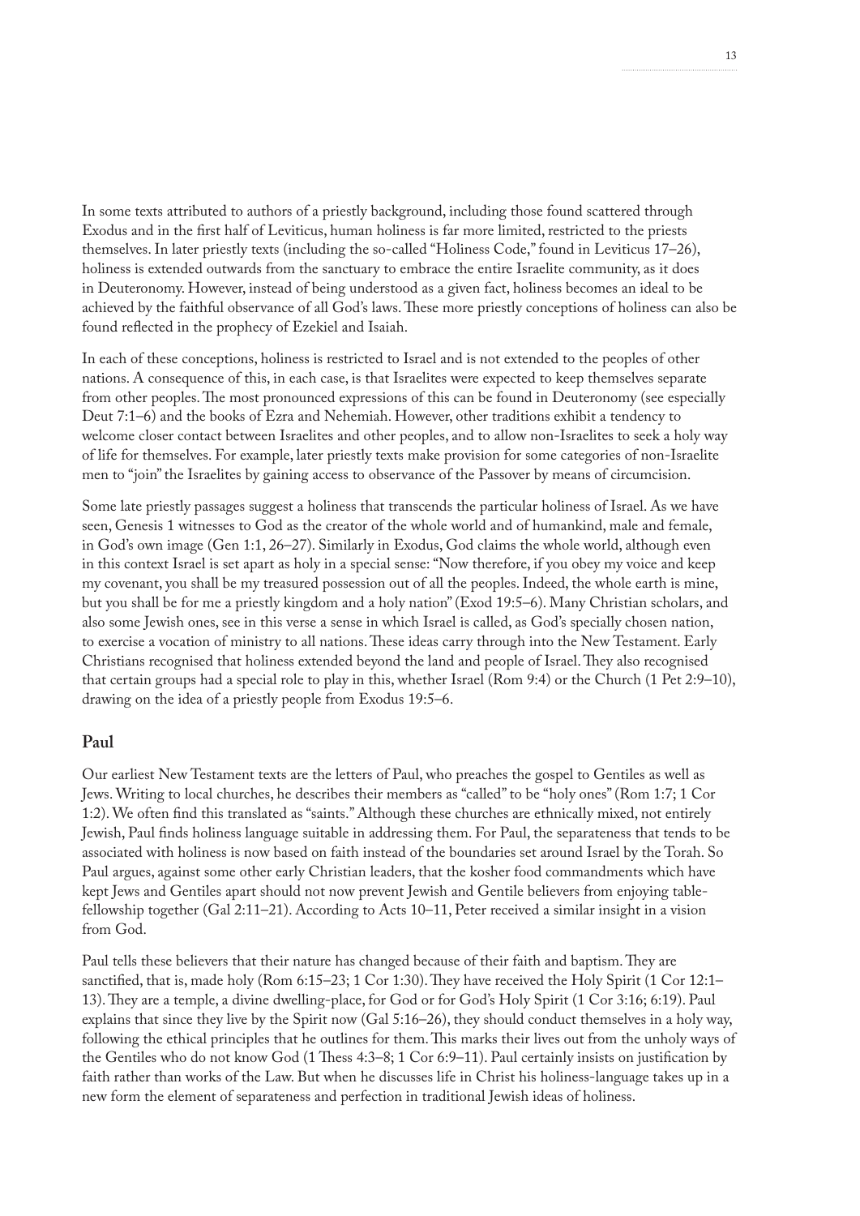In some texts attributed to authors of a priestly background, including those found scattered through Exodus and in the first half of Leviticus, human holiness is far more limited, restricted to the priests themselves. In later priestly texts (including the so-called "Holiness Code," found in Leviticus 17–26), holiness is extended outwards from the sanctuary to embrace the entire Israelite community, as it does in Deuteronomy. However, instead of being understood as a given fact, holiness becomes an ideal to be achieved by the faithful observance of all God's laws. These more priestly conceptions of holiness can also be found reflected in the prophecy of Ezekiel and Isaiah.

In each of these conceptions, holiness is restricted to Israel and is not extended to the peoples of other nations. A consequence of this, in each case, is that Israelites were expected to keep themselves separate from other peoples. The most pronounced expressions of this can be found in Deuteronomy (see especially Deut 7:1–6) and the books of Ezra and Nehemiah. However, other traditions exhibit a tendency to welcome closer contact between Israelites and other peoples, and to allow non-Israelites to seek a holy way of life for themselves. For example, later priestly texts make provision for some categories of non-Israelite men to "join" the Israelites by gaining access to observance of the Passover by means of circumcision.

Some late priestly passages suggest a holiness that transcends the particular holiness of Israel. As we have seen, Genesis 1 witnesses to God as the creator of the whole world and of humankind, male and female, in God's own image (Gen 1:1, 26–27). Similarly in Exodus, God claims the whole world, although even in this context Israel is set apart as holy in a special sense: "Now therefore, if you obey my voice and keep my covenant, you shall be my treasured possession out of all the peoples. Indeed, the whole earth is mine, but you shall be for me a priestly kingdom and a holy nation" (Exod 19:5–6). Many Christian scholars, and also some Jewish ones, see in this verse a sense in which Israel is called, as God's specially chosen nation, to exercise a vocation of ministry to all nations. These ideas carry through into the New Testament. Early Christians recognised that holiness extended beyond the land and people of Israel. They also recognised that certain groups had a special role to play in this, whether Israel (Rom 9:4) or the Church (1 Pet 2:9–10), drawing on the idea of a priestly people from Exodus 19:5–6.

## Paul

Our earliest New Testament texts are the letters of Paul, who preaches the gospel to Gentiles as well as Jews. Writing to local churches, he describes their members as "called" to be "holy ones" (Rom 1:7; 1 Cor 1:2). We often find this translated as "saints." Although these churches are ethnically mixed, not entirely Jewish, Paul finds holiness language suitable in addressing them. For Paul, the separateness that tends to be associated with holiness is now based on faith instead of the boundaries set around Israel by the Torah. So Paul argues, against some other early Christian leaders, that the kosher food commandments which have kept Jews and Gentiles apart should not now prevent Jewish and Gentile believers from enjoying table-fellowship together (Gal 2:11–21). According to Acts 10–11, Peter received a similar insight in a vision from God.

Paul tells these believers that their nature has changed because of their faith and baptism. They are sanctified, that is, made holy (Rom 6:15–23; 1 Cor 1:30). They have received the Holy Spirit (1 Cor 12:1–13). They are a temple, a divine dwelling-place, for God or for God's Holy Spirit (1 Cor 3:16; 6:19). Paul explains that since they live by the Spirit now (Gal 5:16–26), they should conduct themselves in a holy way, following the ethical principles that he outlines for them. This marks their lives out from the unholy ways of the Gentiles who do not know God (1 Thess 4:3–8; 1 Cor 6:9–11). Paul certainly insists on justification by faith rather than works of the Law. But when he discusses life in Christ his holiness-language takes up in a new form the element of separateness and perfection in traditional Jewish ideas of holiness.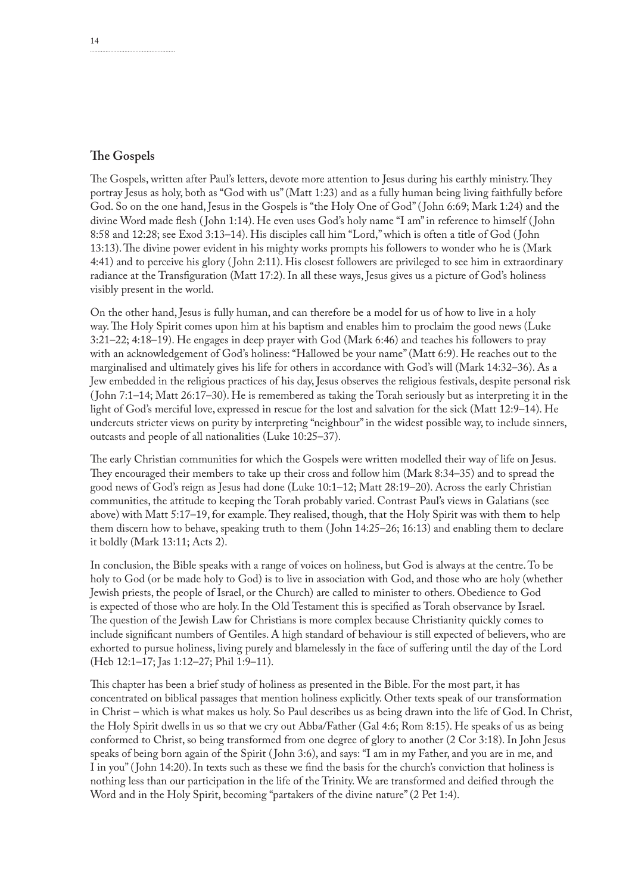## The Gospels

The Gospels, written after Paul's letters, devote more attention to Jesus during his earthly ministry. They portray Jesus as holy, both as "God with us" (Matt 1:23) and as a fully human being living faithfully before God. So on the one hand, Jesus in the Gospels is "the Holy One of God" (John 6:69; Mark 1:24) and the divine Word made flesh (John 1:14). He even uses God's holy name "I am" in reference to himself (John 8:58 and 12:28; see Exod 3:13–14). His disciples call him "Lord," which is often a title of God (John 13:13). The divine power evident in his mighty works prompts his followers to wonder who he is (Mark 4:41) and to perceive his glory (John 2:11). His closest followers are privileged to see him in extraordinary radiance at the Transfiguration (Matt 17:2). In all these ways, Jesus gives us a picture of God's holiness visibly present in the world.

On the other hand, Jesus is fully human, and can therefore be a model for us of how to live in a holy way. The Holy Spirit comes upon him at his baptism and enables him to proclaim the good news (Luke 3:21–22; 4:18–19). He engages in deep prayer with God (Mark 6:46) and teaches his followers to pray with an acknowledgement of God's holiness: "Hallowed be your name" (Matt 6:9). He reaches out to the marginalised and ultimately gives his life for others in accordance with God's will (Mark 14:32–36). As a Jew embedded in the religious practices of his day, Jesus observes the religious festivals, despite personal risk (John 7:1–14; Matt 26:17–30). He is remembered as taking the Torah seriously but as interpreting it in the light of God's merciful love, expressed in rescue for the lost and salvation for the sick (Matt 12:9–14). He undercuts stricter views on purity by interpreting "neighbour" in the widest possible way, to include sinners, outcasts and people of all nationalities (Luke 10:25–37).

The early Christian communities for which the Gospels were written modelled their way of life on Jesus. They encouraged their members to take up their cross and follow him (Mark 8:34–35) and to spread the good news of God's reign as Jesus had done (Luke 10:1–12; Matt 28:19–20). Across the early Christian communities, the attitude to keeping the Torah probably varied. Contrast Paul's views in Galatians (see above) with Matt 5:17–19, for example. They realised, though, that the Holy Spirit was with them to help them discern how to behave, speaking truth to them (John 14:25–26; 16:13) and enabling them to declare it boldly (Mark 13:11; Acts 2).

In conclusion, the Bible speaks with a range of voices on holiness, but God is always at the centre. To be holy to God (or be made holy to God) is to live in association with God, and those who are holy (whether Jewish priests, the people of Israel, or the Church) are called to minister to others. Obedience to God is expected of those who are holy. In the Old Testament this is specified as Torah observance by Israel. The question of the Jewish Law for Christians is more complex because Christianity quickly comes to include significant numbers of Gentiles. A high standard of behaviour is still expected of believers, who are exhorted to pursue holiness, living purely and blamelessly in the face of suffering until the day of the Lord (Heb 12:1–17; Jas 1:12–27; Phil 1:9–11).

This chapter has been a brief study of holiness as presented in the Bible. For the most part, it has concentrated on biblical passages that mention holiness explicitly. Other texts speak of our transformation in Christ – which is what makes us holy. So Paul describes us as being drawn into the life of God. In Christ, the Holy Spirit dwells in us so that we cry out Abba/Father (Gal 4:6; Rom 8:15). He speaks of us as being conformed to Christ, so being transformed from one degree of glory to another (2 Cor 3:18). In John Jesus speaks of being born again of the Spirit (John 3:6), and says: "I am in my Father, and you are in me, and I in you" (John 14:20). In texts such as these we find the basis for the church's conviction that holiness is nothing less than our participation in the life of the Trinity. We are transformed and deified through the Word and in the Holy Spirit, becoming "partakers of the divine nature" (2 Pet 1:4).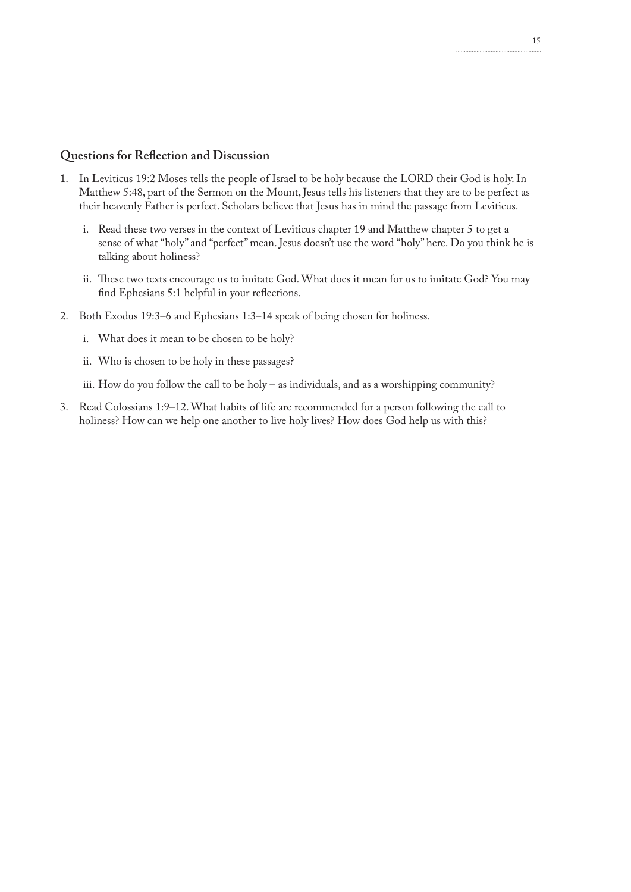### Questions for Reflection and Discussion

1. In Leviticus 19:2 Moses tells the people of Israel to be holy because the LORD their God is holy. In Matthew 5:48, part of the Sermon on the Mount, Jesus tells his listeners that they are to be perfect as their heavenly Father is perfect. Scholars believe that Jesus has in mind the passage from Leviticus.

    i. Read these two verses in the context of Leviticus chapter 19 and Matthew chapter 5 to get a sense of what "holy" and "perfect" mean. Jesus doesn't use the word "holy" here. Do you think he is talking about holiness?

    ii. These two texts encourage us to imitate God. What does it mean for us to imitate God? You may find Ephesians 5:1 helpful in your reflections.

2. Both Exodus 19:3–6 and Ephesians 1:3–14 speak of being chosen for holiness.

    i. What does it mean to be chosen to be holy?

    ii. Who is chosen to be holy in these passages?

    iii. How do you follow the call to be holy – as individuals, and as a worshipping community?

3. Read Colossians 1:9–12. What habits of life are recommended for a person following the call to holiness? How can we help one another to live holy lives? How does God help us with this?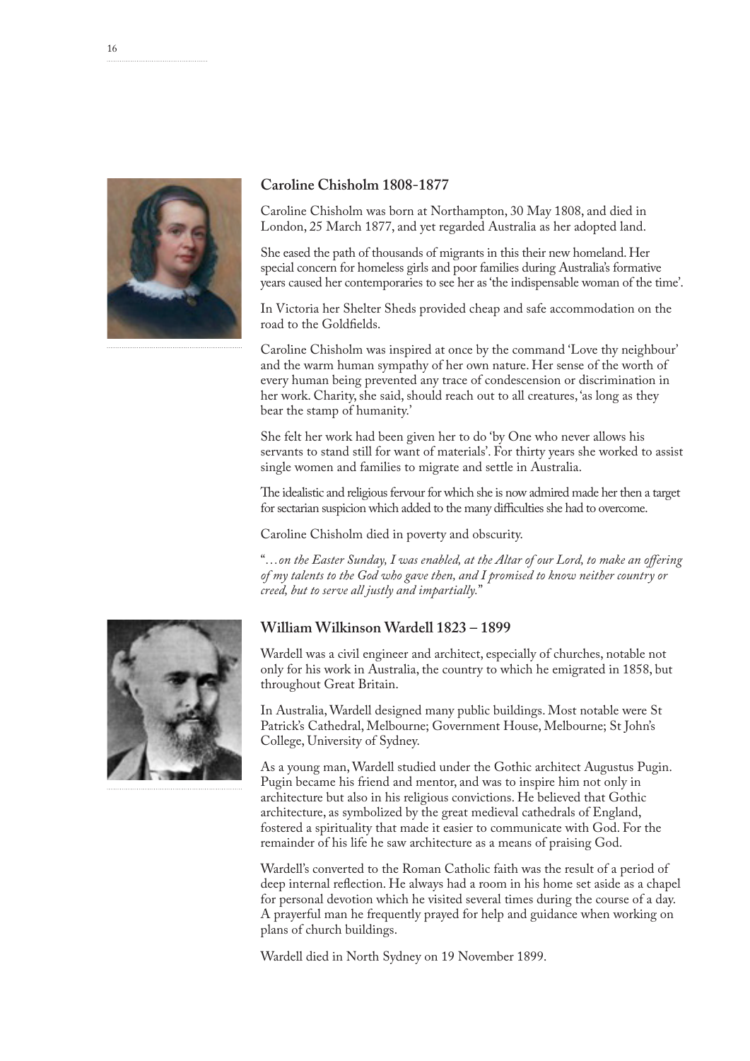## Caroline Chisholm 1808-1877

Caroline Chisholm was born at Northampton, 30 May 1808, and died in London, 25 March 1877, and yet regarded Australia as her adopted land.

She eased the path of thousands of migrants in this their new homeland. Her special concern for homeless girls and poor families during Australia's formative years caused her contemporaries to see her as 'the indispensable woman of the time'.

In Victoria her Shelter Sheds provided cheap and safe accommodation on the road to the Goldfields.

Caroline Chisholm was inspired at once by the command 'Love thy neighbour' and the warm human sympathy of her own nature. Her sense of the worth of every human being prevented any trace of condescension or discrimination in her work. Charity, she said, should reach out to all creatures, 'as long as they bear the stamp of humanity.'

She felt her work had been given her to do 'by One who never allows his servants to stand still for want of materials'. For thirty years she worked to assist single women and families to migrate and settle in Australia.

The idealistic and religious fervour for which she is now admired made her then a target for sectarian suspicion which added to the many difficulties she had to overcome.

Caroline Chisholm died in poverty and obscurity.

"*…on the Easter Sunday, I was enabled, at the Altar of our Lord, to make an offering of my talents to the God who gave then, and I promised to know neither country or creed, but to serve all justly and impartially.*"

## William Wilkinson Wardell 1823 – 1899

Wardell was a civil engineer and architect, especially of churches, notable not only for his work in Australia, the country to which he emigrated in 1858, but throughout Great Britain.

In Australia, Wardell designed many public buildings. Most notable were St Patrick's Cathedral, Melbourne; Government House, Melbourne; St John's College, University of Sydney.

As a young man, Wardell studied under the Gothic architect Augustus Pugin. Pugin became his friend and mentor, and was to inspire him not only in architecture but also in his religious convictions. He believed that Gothic architecture, as symbolized by the great medieval cathedrals of England, fostered a spirituality that made it easier to communicate with God. For the remainder of his life he saw architecture as a means of praising God.

Wardell's converted to the Roman Catholic faith was the result of a period of deep internal reflection. He always had a room in his home set aside as a chapel for personal devotion which he visited several times during the course of a day. A prayerful man he frequently prayed for help and guidance when working on plans of church buildings.

Wardell died in North Sydney on 19 November 1899.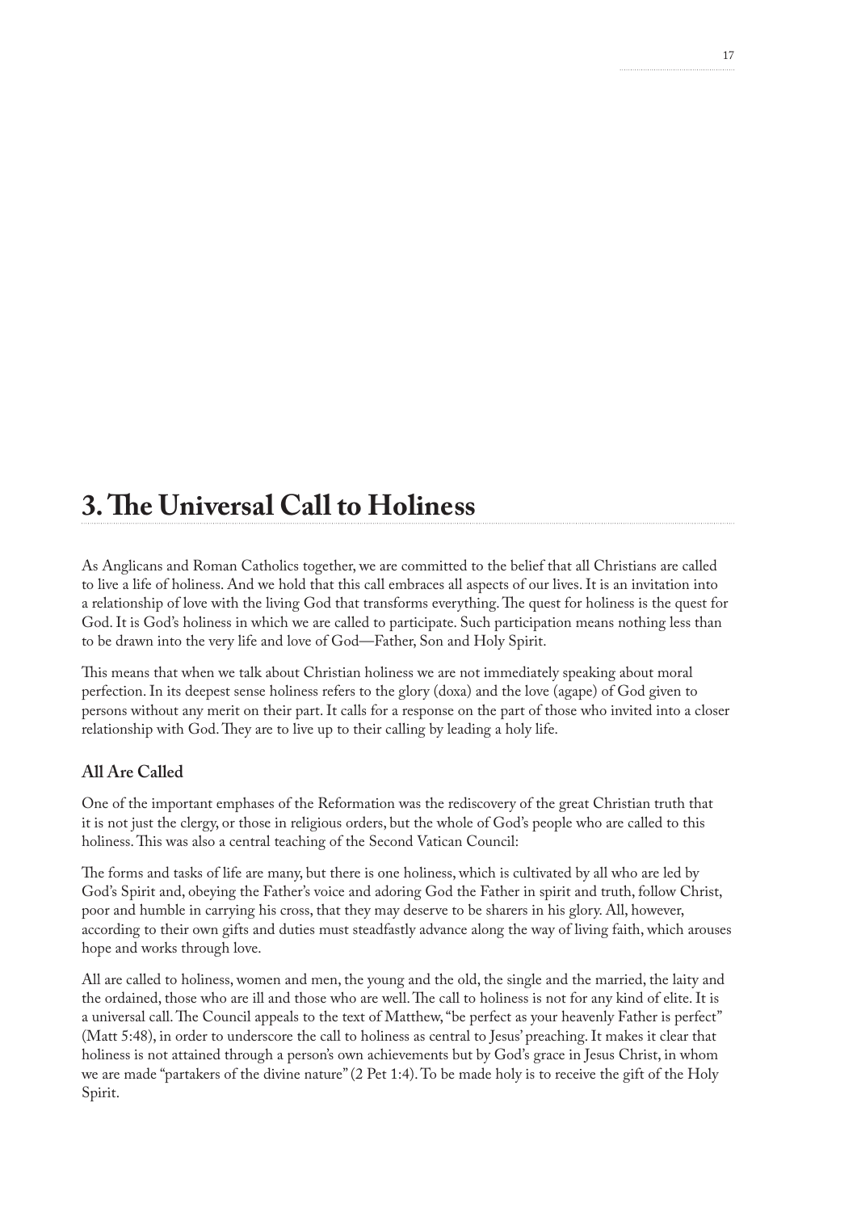# 3. The Universal Call to Holiness

As Anglicans and Roman Catholics together, we are committed to the belief that all Christians are called to live a life of holiness. And we hold that this call embraces all aspects of our lives. It is an invitation into a relationship of love with the living God that transforms everything. The quest for holiness is the quest for God. It is God's holiness in which we are called to participate. Such participation means nothing less than to be drawn into the very life and love of God—Father, Son and Holy Spirit.

This means that when we talk about Christian holiness we are not immediately speaking about moral perfection. In its deepest sense holiness refers to the glory (doxa) and the love (agape) of God given to persons without any merit on their part. It calls for a response on the part of those who invited into a closer relationship with God. They are to live up to their calling by leading a holy life.

### All Are Called

One of the important emphases of the Reformation was the rediscovery of the great Christian truth that it is not just the clergy, or those in religious orders, but the whole of God's people who are called to this holiness. This was also a central teaching of the Second Vatican Council:

The forms and tasks of life are many, but there is one holiness, which is cultivated by all who are led by God's Spirit and, obeying the Father's voice and adoring God the Father in spirit and truth, follow Christ, poor and humble in carrying his cross, that they may deserve to be sharers in his glory. All, however, according to their own gifts and duties must steadfastly advance along the way of living faith, which arouses hope and works through love.

All are called to holiness, women and men, the young and the old, the single and the married, the laity and the ordained, those who are ill and those who are well. The call to holiness is not for any kind of elite. It is a universal call. The Council appeals to the text of Matthew, "be perfect as your heavenly Father is perfect" (Matt 5:48), in order to underscore the call to holiness as central to Jesus' preaching. It makes it clear that holiness is not attained through a person's own achievements but by God's grace in Jesus Christ, in whom we are made "partakers of the divine nature" (2 Pet 1:4). To be made holy is to receive the gift of the Holy Spirit.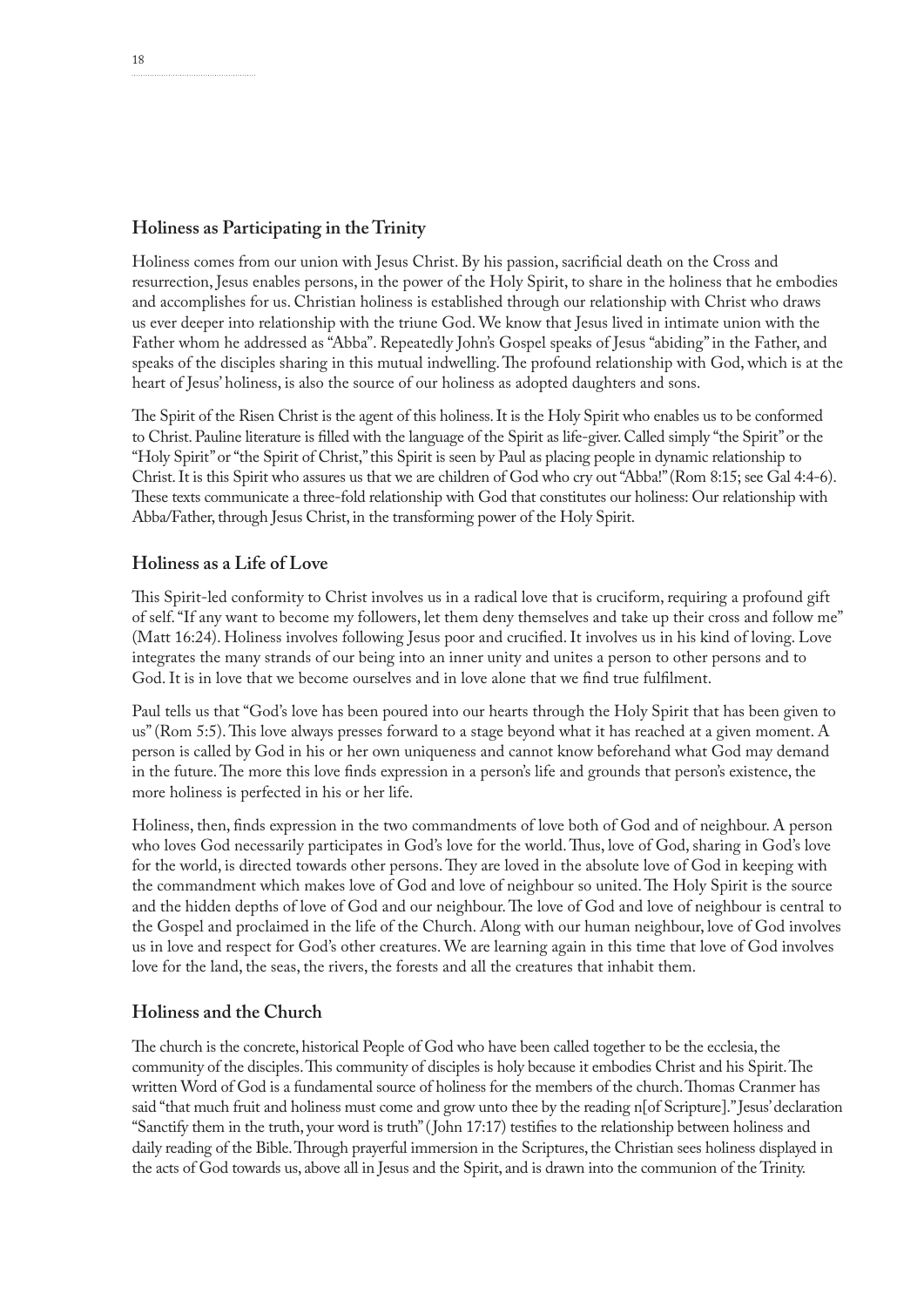## Holiness as Participating in the Trinity

Holiness comes from our union with Jesus Christ. By his passion, sacrificial death on the Cross and resurrection, Jesus enables persons, in the power of the Holy Spirit, to share in the holiness that he embodies and accomplishes for us. Christian holiness is established through our relationship with Christ who draws us ever deeper into relationship with the triune God. We know that Jesus lived in intimate union with the Father whom he addressed as "Abba". Repeatedly John's Gospel speaks of Jesus "abiding" in the Father, and speaks of the disciples sharing in this mutual indwelling. The profound relationship with God, which is at the heart of Jesus' holiness, is also the source of our holiness as adopted daughters and sons.

The Spirit of the Risen Christ is the agent of this holiness. It is the Holy Spirit who enables us to be conformed to Christ. Pauline literature is filled with the language of the Spirit as life-giver. Called simply "the Spirit" or the "Holy Spirit" or "the Spirit of Christ," this Spirit is seen by Paul as placing people in dynamic relationship to Christ. It is this Spirit who assures us that we are children of God who cry out "Abba!" (Rom 8:15; see Gal 4:4-6). These texts communicate a three-fold relationship with God that constitutes our holiness: Our relationship with Abba/Father, through Jesus Christ, in the transforming power of the Holy Spirit.

## Holiness as a Life of Love

This Spirit-led conformity to Christ involves us in a radical love that is cruciform, requiring a profound gift of self. "If any want to become my followers, let them deny themselves and take up their cross and follow me" (Matt 16:24). Holiness involves following Jesus poor and crucified. It involves us in his kind of loving. Love integrates the many strands of our being into an inner unity and unites a person to other persons and to God. It is in love that we become ourselves and in love alone that we find true fulfilment.

Paul tells us that "God's love has been poured into our hearts through the Holy Spirit that has been given to us" (Rom 5:5). This love always presses forward to a stage beyond what it has reached at a given moment. A person is called by God in his or her own uniqueness and cannot know beforehand what God may demand in the future. The more this love finds expression in a person's life and grounds that person's existence, the more holiness is perfected in his or her life.

Holiness, then, finds expression in the two commandments of love both of God and of neighbour. A person who loves God necessarily participates in God's love for the world. Thus, love of God, sharing in God's love for the world, is directed towards other persons. They are loved in the absolute love of God in keeping with the commandment which makes love of God and love of neighbour so united. The Holy Spirit is the source and the hidden depths of love of God and our neighbour. The love of God and love of neighbour is central to the Gospel and proclaimed in the life of the Church. Along with our human neighbour, love of God involves us in love and respect for God's other creatures. We are learning again in this time that love of God involves love for the land, the seas, the rivers, the forests and all the creatures that inhabit them.

## Holiness and the Church

The church is the concrete, historical People of God who have been called together to be the ecclesia, the community of the disciples. This community of disciples is holy because it embodies Christ and his Spirit. The written Word of God is a fundamental source of holiness for the members of the church. Thomas Cranmer has said "that much fruit and holiness must come and grow unto thee by the reading n[of Scripture]." Jesus' declaration "Sanctify them in the truth, your word is truth" (John 17:17) testifies to the relationship between holiness and daily reading of the Bible. Through prayerful immersion in the Scriptures, the Christian sees holiness displayed in the acts of God towards us, above all in Jesus and the Spirit, and is drawn into the communion of the Trinity.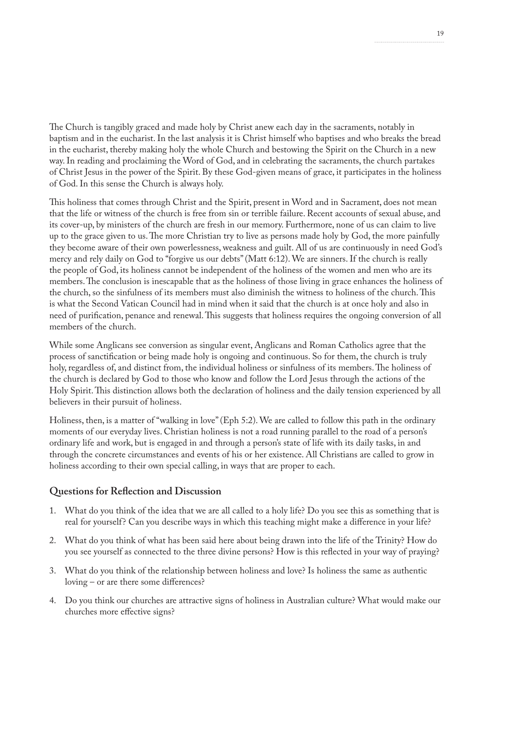The Church is tangibly graced and made holy by Christ anew each day in the sacraments, notably in baptism and in the eucharist. In the last analysis it is Christ himself who baptises and who breaks the bread in the eucharist, thereby making holy the whole Church and bestowing the Spirit on the Church in a new way. In reading and proclaiming the Word of God, and in celebrating the sacraments, the church partakes of Christ Jesus in the power of the Spirit. By these God-given means of grace, it participates in the holiness of God. In this sense the Church is always holy.

This holiness that comes through Christ and the Spirit, present in Word and in Sacrament, does not mean that the life or witness of the church is free from sin or terrible failure. Recent accounts of sexual abuse, and its cover-up, by ministers of the church are fresh in our memory. Furthermore, none of us can claim to live up to the grace given to us. The more Christian try to live as persons made holy by God, the more painfully they become aware of their own powerlessness, weakness and guilt. All of us are continuously in need God's mercy and rely daily on God to "forgive us our debts" (Matt 6:12). We are sinners. If the church is really the people of God, its holiness cannot be independent of the holiness of the women and men who are its members. The conclusion is inescapable that as the holiness of those living in grace enhances the holiness of the church, so the sinfulness of its members must also diminish the witness to holiness of the church. This is what the Second Vatican Council had in mind when it said that the church is at once holy and also in need of purification, penance and renewal. This suggests that holiness requires the ongoing conversion of all members of the church.

While some Anglicans see conversion as singular event, Anglicans and Roman Catholics agree that the process of sanctification or being made holy is ongoing and continuous. So for them, the church is truly holy, regardless of, and distinct from, the individual holiness or sinfulness of its members. The holiness of the church is declared by God to those who know and follow the Lord Jesus through the actions of the Holy Spirit. This distinction allows both the declaration of holiness and the daily tension experienced by all believers in their pursuit of holiness.

Holiness, then, is a matter of "walking in love" (Eph 5:2). We are called to follow this path in the ordinary moments of our everyday lives. Christian holiness is not a road running parallel to the road of a person's ordinary life and work, but is engaged in and through a person's state of life with its daily tasks, in and through the concrete circumstances and events of his or her existence. All Christians are called to grow in holiness according to their own special calling, in ways that are proper to each.

## Questions for Reflection and Discussion

1. What do you think of the idea that we are all called to a holy life? Do you see this as something that is real for yourself? Can you describe ways in which this teaching might make a difference in your life?
2. What do you think of what has been said here about being drawn into the life of the Trinity? How do you see yourself as connected to the three divine persons? How is this reflected in your way of praying?
3. What do you think of the relationship between holiness and love? Is holiness the same as authentic loving – or are there some differences?
4. Do you think our churches are attractive signs of holiness in Australian culture? What would make our churches more effective signs?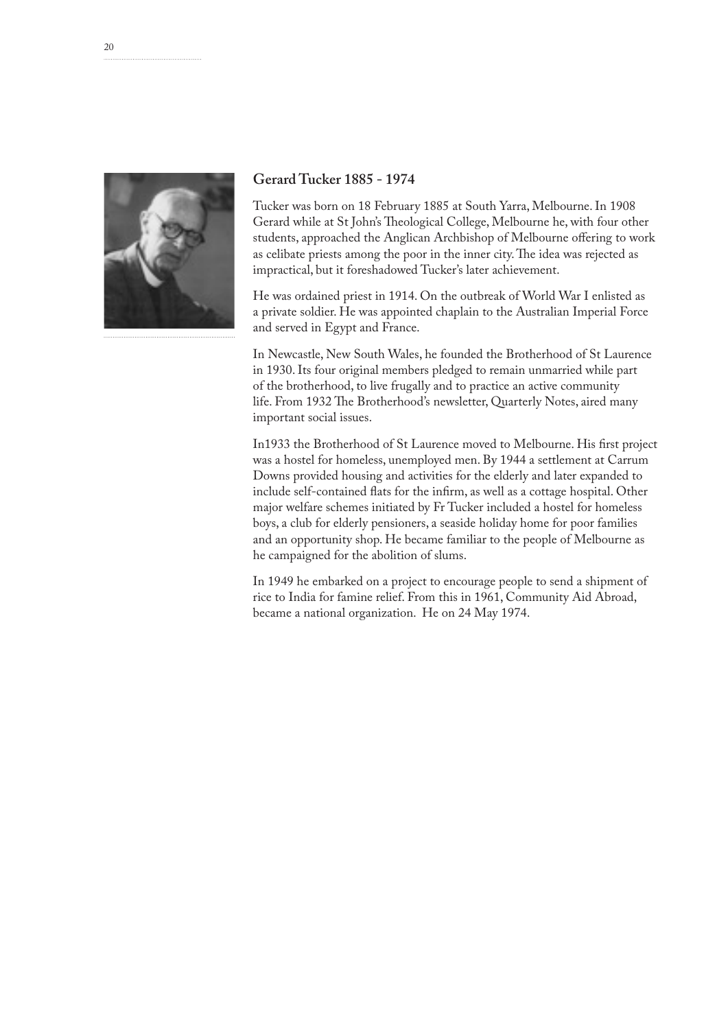## Gerard Tucker 1885 - 1974

Tucker was born on 18 February 1885 at South Yarra, Melbourne. In 1908 Gerard while at St John's Theological College, Melbourne he, with four other students, approached the Anglican Archbishop of Melbourne offering to work as celibate priests among the poor in the inner city. The idea was rejected as impractical, but it foreshadowed Tucker's later achievement.

He was ordained priest in 1914. On the outbreak of World War I enlisted as a private soldier. He was appointed chaplain to the Australian Imperial Force and served in Egypt and France.

In Newcastle, New South Wales, he founded the Brotherhood of St Laurence in 1930. Its four original members pledged to remain unmarried while part of the brotherhood, to live frugally and to practice an active community life. From 1932 The Brotherhood's newsletter, Quarterly Notes, aired many important social issues.

In1933 the Brotherhood of St Laurence moved to Melbourne. His first project was a hostel for homeless, unemployed men. By 1944 a settlement at Carrum Downs provided housing and activities for the elderly and later expanded to include self-contained flats for the infirm, as well as a cottage hospital. Other major welfare schemes initiated by Fr Tucker included a hostel for homeless boys, a club for elderly pensioners, a seaside holiday home for poor families and an opportunity shop. He became familiar to the people of Melbourne as he campaigned for the abolition of slums.

In 1949 he embarked on a project to encourage people to send a shipment of rice to India for famine relief. From this in 1961, Community Aid Abroad, became a national organization. He on 24 May 1974.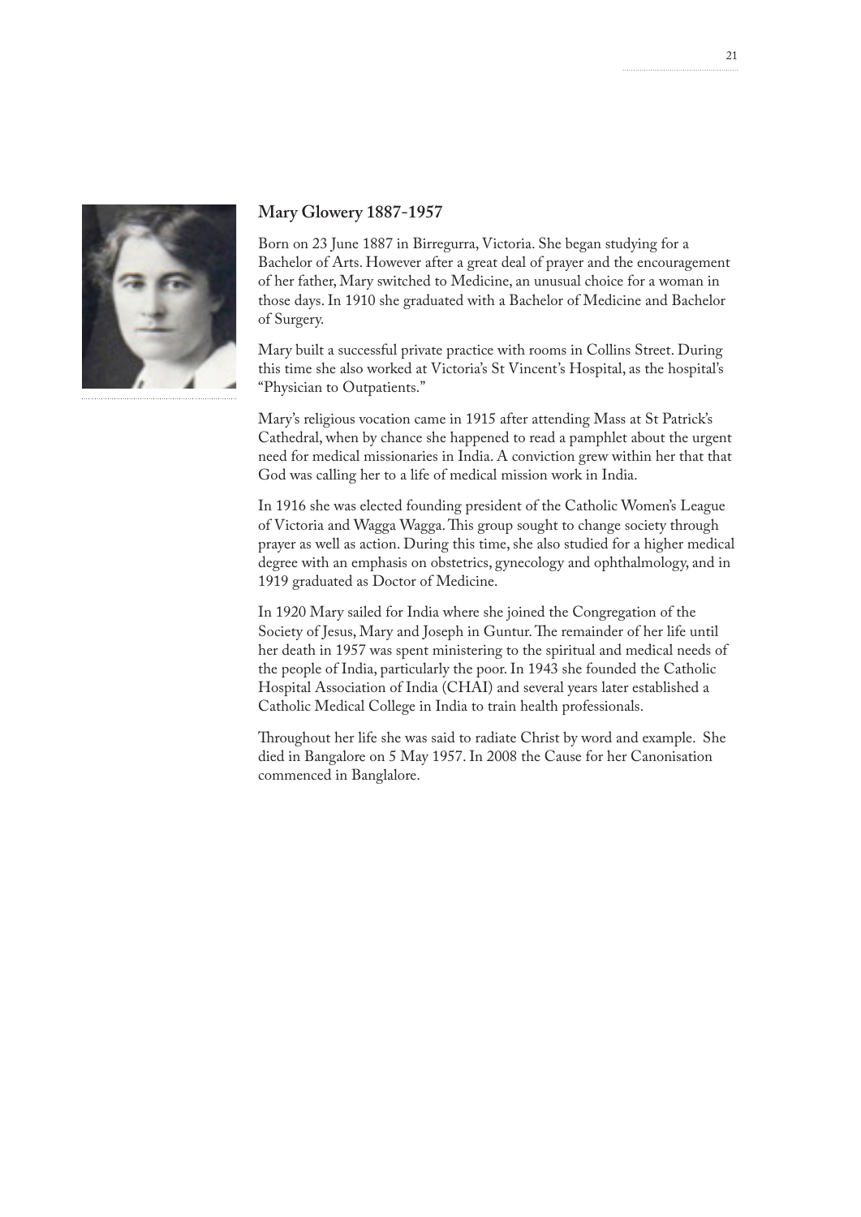## Mary Glowery 1887-1957

Born on 23 June 1887 in Birregurra, Victoria. She began studying for a Bachelor of Arts. However after a great deal of prayer and the encouragement of her father, Mary switched to Medicine, an unusual choice for a woman in those days. In 1910 she graduated with a Bachelor of Medicine and Bachelor of Surgery.

Mary built a successful private practice with rooms in Collins Street. During this time she also worked at Victoria's St Vincent's Hospital, as the hospital's "Physician to Outpatients."

Mary's religious vocation came in 1915 after attending Mass at St Patrick's Cathedral, when by chance she happened to read a pamphlet about the urgent need for medical missionaries in India. A conviction grew within her that that God was calling her to a life of medical mission work in India.

In 1916 she was elected founding president of the Catholic Women's League of Victoria and Wagga Wagga. This group sought to change society through prayer as well as action. During this time, she also studied for a higher medical degree with an emphasis on obstetrics, gynecology and ophthalmology, and in 1919 graduated as Doctor of Medicine.

In 1920 Mary sailed for India where she joined the Congregation of the Society of Jesus, Mary and Joseph in Guntur. The remainder of her life until her death in 1957 was spent ministering to the spiritual and medical needs of the people of India, particularly the poor. In 1943 she founded the Catholic Hospital Association of India (CHAI) and several years later established a Catholic Medical College in India to train health professionals.

Throughout her life she was said to radiate Christ by word and example. She died in Bangalore on 5 May 1957. In 2008 the Cause for her Canonisation commenced in Banglalore.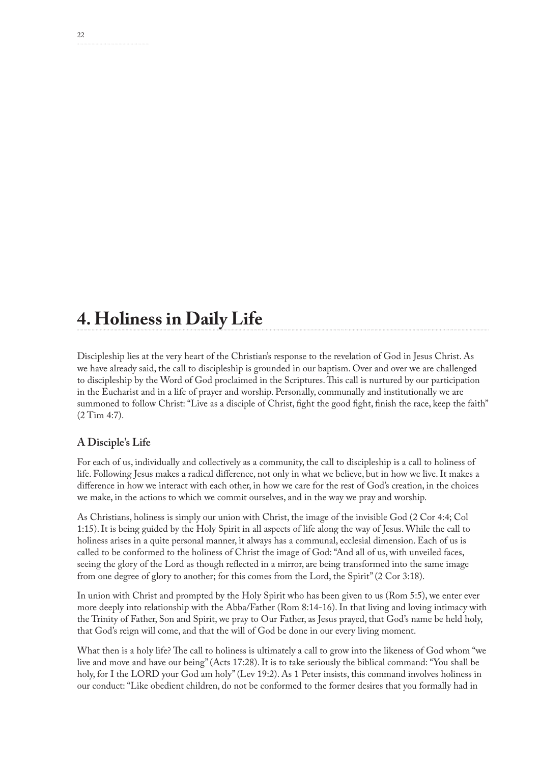# 4. Holiness in Daily Life

Discipleship lies at the very heart of the Christian's response to the revelation of God in Jesus Christ. As we have already said, the call to discipleship is grounded in our baptism. Over and over we are challenged to discipleship by the Word of God proclaimed in the Scriptures. This call is nurtured by our participation in the Eucharist and in a life of prayer and worship. Personally, communally and institutionally we are summoned to follow Christ: "Live as a disciple of Christ, fight the good fight, finish the race, keep the faith" (2 Tim 4:7).

## A Disciple's Life

For each of us, individually and collectively as a community, the call to discipleship is a call to holiness of life. Following Jesus makes a radical difference, not only in what we believe, but in how we live. It makes a difference in how we interact with each other, in how we care for the rest of God's creation, in the choices we make, in the actions to which we commit ourselves, and in the way we pray and worship.

As Christians, holiness is simply our union with Christ, the image of the invisible God (2 Cor 4:4; Col 1:15). It is being guided by the Holy Spirit in all aspects of life along the way of Jesus. While the call to holiness arises in a quite personal manner, it always has a communal, ecclesial dimension. Each of us is called to be conformed to the holiness of Christ the image of God: "And all of us, with unveiled faces, seeing the glory of the Lord as though reflected in a mirror, are being transformed into the same image from one degree of glory to another; for this comes from the Lord, the Spirit" (2 Cor 3:18).

In union with Christ and prompted by the Holy Spirit who has been given to us (Rom 5:5), we enter ever more deeply into relationship with the Abba/Father (Rom 8:14-16). In that living and loving intimacy with the Trinity of Father, Son and Spirit, we pray to Our Father, as Jesus prayed, that God's name be held holy, that God's reign will come, and that the will of God be done in our every living moment.

What then is a holy life? The call to holiness is ultimately a call to grow into the likeness of God whom "we live and move and have our being" (Acts 17:28). It is to take seriously the biblical command: "You shall be holy, for I the LORD your God am holy" (Lev 19:2). As 1 Peter insists, this command involves holiness in our conduct: "Like obedient children, do not be conformed to the former desires that you formally had in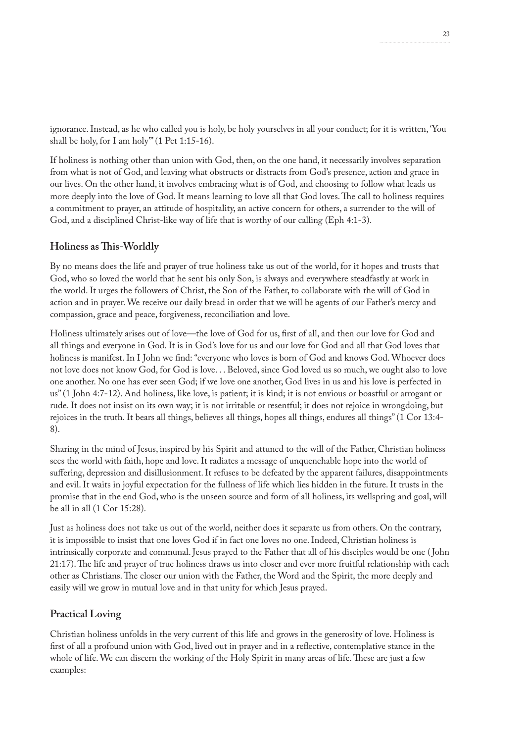ignorance. Instead, as he who called you is holy, be holy yourselves in all your conduct; for it is written, 'You shall be holy, for I am holy'" (1 Pet 1:15-16).

If holiness is nothing other than union with God, then, on the one hand, it necessarily involves separation from what is not of God, and leaving what obstructs or distracts from God's presence, action and grace in our lives. On the other hand, it involves embracing what is of God, and choosing to follow what leads us more deeply into the love of God. It means learning to love all that God loves. The call to holiness requires a commitment to prayer, an attitude of hospitality, an active concern for others, a surrender to the will of God, and a disciplined Christ-like way of life that is worthy of our calling (Eph 4:1-3).

### Holiness as This-Worldly

By no means does the life and prayer of true holiness take us out of the world, for it hopes and trusts that God, who so loved the world that he sent his only Son, is always and everywhere steadfastly at work in the world. It urges the followers of Christ, the Son of the Father, to collaborate with the will of God in action and in prayer. We receive our daily bread in order that we will be agents of our Father's mercy and compassion, grace and peace, forgiveness, reconciliation and love.

Holiness ultimately arises out of love—the love of God for us, first of all, and then our love for God and all things and everyone in God. It is in God's love for us and our love for God and all that God loves that holiness is manifest. In I John we find: "everyone who loves is born of God and knows God. Whoever does not love does not know God, for God is love. . . Beloved, since God loved us so much, we ought also to love one another. No one has ever seen God; if we love one another, God lives in us and his love is perfected in us" (1 John 4:7-12). And holiness, like love, is patient; it is kind; it is not envious or boastful or arrogant or rude. It does not insist on its own way; it is not irritable or resentful; it does not rejoice in wrongdoing, but rejoices in the truth. It bears all things, believes all things, hopes all things, endures all things" (1 Cor 13:4-8).

Sharing in the mind of Jesus, inspired by his Spirit and attuned to the will of the Father, Christian holiness sees the world with faith, hope and love. It radiates a message of unquenchable hope into the world of suffering, depression and disillusionment. It refuses to be defeated by the apparent failures, disappointments and evil. It waits in joyful expectation for the fullness of life which lies hidden in the future. It trusts in the promise that in the end God, who is the unseen source and form of all holiness, its wellspring and goal, will be all in all (1 Cor 15:28).

Just as holiness does not take us out of the world, neither does it separate us from others. On the contrary, it is impossible to insist that one loves God if in fact one loves no one. Indeed, Christian holiness is intrinsically corporate and communal. Jesus prayed to the Father that all of his disciples would be one (John 21:17). The life and prayer of true holiness draws us into closer and ever more fruitful relationship with each other as Christians. The closer our union with the Father, the Word and the Spirit, the more deeply and easily will we grow in mutual love and in that unity for which Jesus prayed.

### Practical Loving

Christian holiness unfolds in the very current of this life and grows in the generosity of love. Holiness is first of all a profound union with God, lived out in prayer and in a reflective, contemplative stance in the whole of life. We can discern the working of the Holy Spirit in many areas of life. These are just a few examples: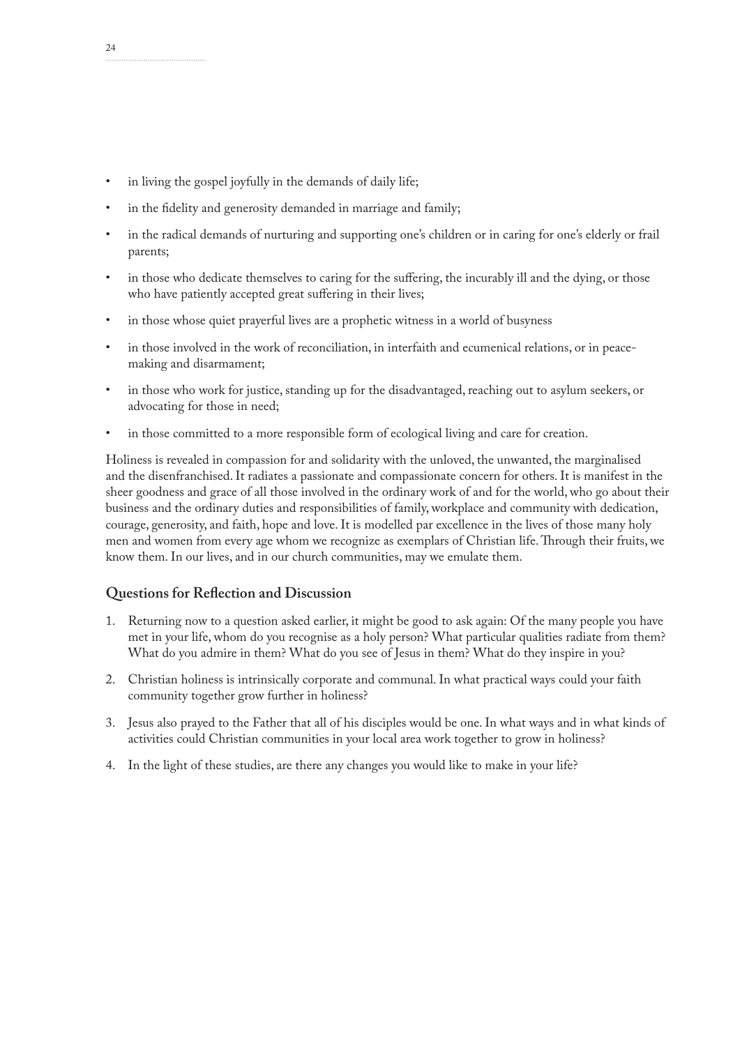- in living the gospel joyfully in the demands of daily life;
- in the fidelity and generosity demanded in marriage and family;
- in the radical demands of nurturing and supporting one's children or in caring for one's elderly or frail parents;
- in those who dedicate themselves to caring for the suffering, the incurably ill and the dying, or those who have patiently accepted great suffering in their lives;
- in those whose quiet prayerful lives are a prophetic witness in a world of busyness
- in those involved in the work of reconciliation, in interfaith and ecumenical relations, or in peace-making and disarmament;
- in those who work for justice, standing up for the disadvantaged, reaching out to asylum seekers, or advocating for those in need;
- in those committed to a more responsible form of ecological living and care for creation.

Holiness is revealed in compassion for and solidarity with the unloved, the unwanted, the marginalised and the disenfranchised. It radiates a passionate and compassionate concern for others. It is manifest in the sheer goodness and grace of all those involved in the ordinary work of and for the world, who go about their business and the ordinary duties and responsibilities of family, workplace and community with dedication, courage, generosity, and faith, hope and love. It is modelled par excellence in the lives of those many holy men and women from every age whom we recognize as exemplars of Christian life. Through their fruits, we know them. In our lives, and in our church communities, may we emulate them.

### Questions for Reflection and Discussion

1. Returning now to a question asked earlier, it might be good to ask again: Of the many people you have met in your life, whom do you recognise as a holy person? What particular qualities radiate from them? What do you admire in them? What do you see of Jesus in them? What do they inspire in you?
2. Christian holiness is intrinsically corporate and communal. In what practical ways could your faith community together grow further in holiness?
3. Jesus also prayed to the Father that all of his disciples would be one. In what ways and in what kinds of activities could Christian communities in your local area work together to grow in holiness?
4. In the light of these studies, are there any changes you would like to make in your life?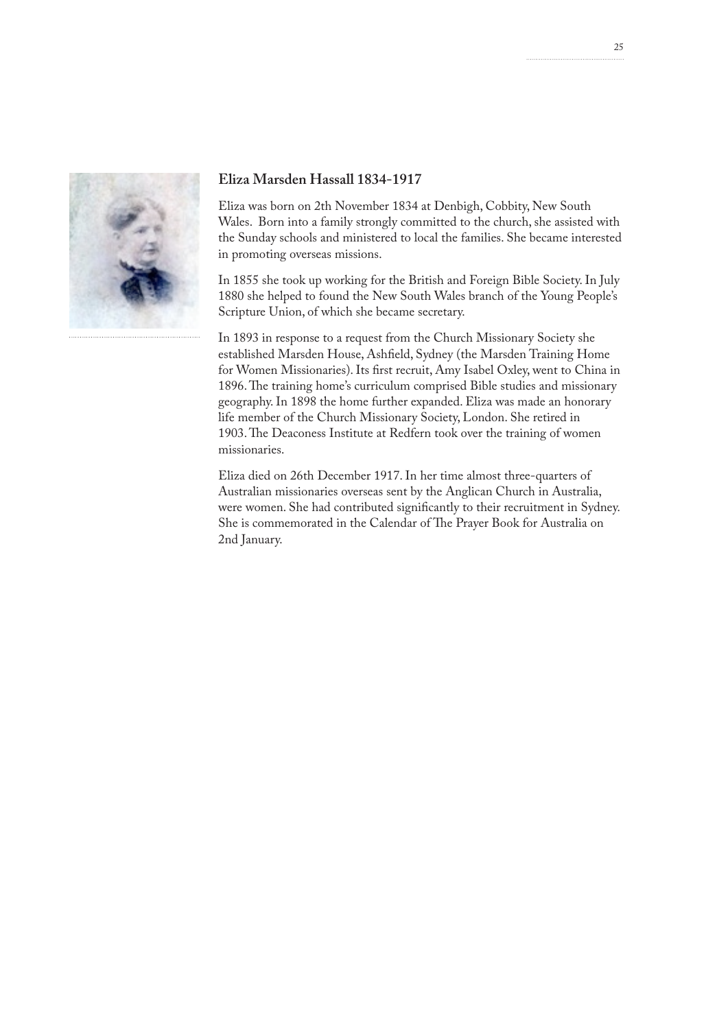## Eliza Marsden Hassall 1834-1917

Eliza was born on 2th November 1834 at Denbigh, Cobbity, New South Wales. Born into a family strongly committed to the church, she assisted with the Sunday schools and ministered to local the families. She became interested in promoting overseas missions.

In 1855 she took up working for the British and Foreign Bible Society. In July 1880 she helped to found the New South Wales branch of the Young People's Scripture Union, of which she became secretary.

In 1893 in response to a request from the Church Missionary Society she established Marsden House, Ashfield, Sydney (the Marsden Training Home for Women Missionaries). Its first recruit, Amy Isabel Oxley, went to China in 1896. The training home's curriculum comprised Bible studies and missionary geography. In 1898 the home further expanded. Eliza was made an honorary life member of the Church Missionary Society, London. She retired in 1903. The Deaconess Institute at Redfern took over the training of women missionaries.

Eliza died on 26th December 1917. In her time almost three-quarters of Australian missionaries overseas sent by the Anglican Church in Australia, were women. She had contributed significantly to their recruitment in Sydney. She is commemorated in the Calendar of The Prayer Book for Australia on 2nd January.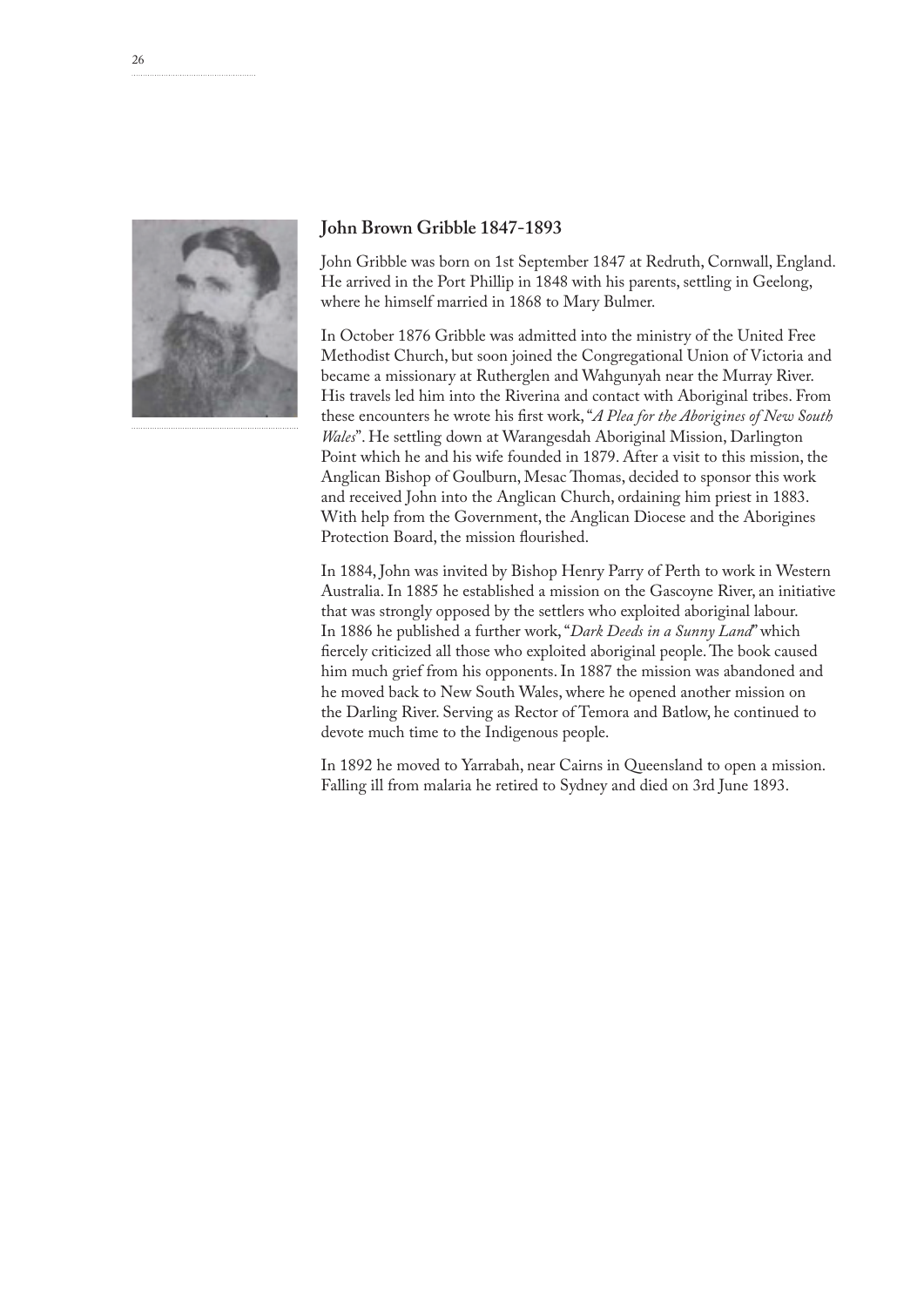**John Brown Gribble 1847-1893**

John Gribble was born on 1st September 1847 at Redruth, Cornwall, England. He arrived in the Port Phillip in 1848 with his parents, settling in Geelong, where he himself married in 1868 to Mary Bulmer.

In October 1876 Gribble was admitted into the ministry of the United Free Methodist Church, but soon joined the Congregational Union of Victoria and became a missionary at Rutherglen and Wahgunyah near the Murray River. His travels led him into the Riverina and contact with Aboriginal tribes. From these encounters he wrote his first work, "*A Plea for the Aborigines of New South Wales*". He settling down at Warangesdah Aboriginal Mission, Darlington Point which he and his wife founded in 1879. After a visit to this mission, the Anglican Bishop of Goulburn, Mesac Thomas, decided to sponsor this work and received John into the Anglican Church, ordaining him priest in 1883. With help from the Government, the Anglican Diocese and the Aborigines Protection Board, the mission flourished.

In 1884, John was invited by Bishop Henry Parry of Perth to work in Western Australia. In 1885 he established a mission on the Gascoyne River, an initiative that was strongly opposed by the settlers who exploited aboriginal labour. In 1886 he published a further work, "*Dark Deeds in a Sunny Land*" which fiercely criticized all those who exploited aboriginal people. The book caused him much grief from his opponents. In 1887 the mission was abandoned and he moved back to New South Wales, where he opened another mission on the Darling River. Serving as Rector of Temora and Batlow, he continued to devote much time to the Indigenous people.

In 1892 he moved to Yarrabah, near Cairns in Queensland to open a mission. Falling ill from malaria he retired to Sydney and died on 3rd June 1893.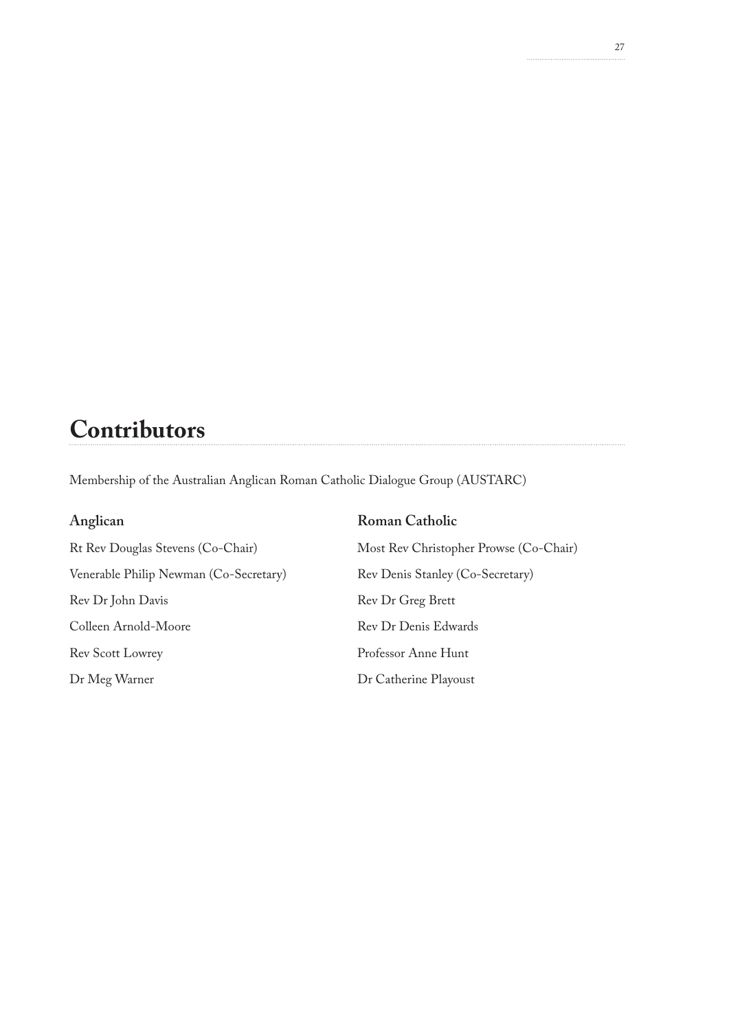# Contributors

Membership of the Australian Anglican Roman Catholic Dialogue Group (AUSTARC)

### Anglican

Rt Rev Douglas Stevens (Co-Chair)

Venerable Philip Newman (Co-Secretary)

Rev Dr John Davis

Colleen Arnold-Moore

Rev Scott Lowrey

Dr Meg Warner

### Roman Catholic

Most Rev Christopher Prowse (Co-Chair)

Rev Denis Stanley (Co-Secretary)

Rev Dr Greg Brett

Rev Dr Denis Edwards

Professor Anne Hunt

Dr Catherine Playoust